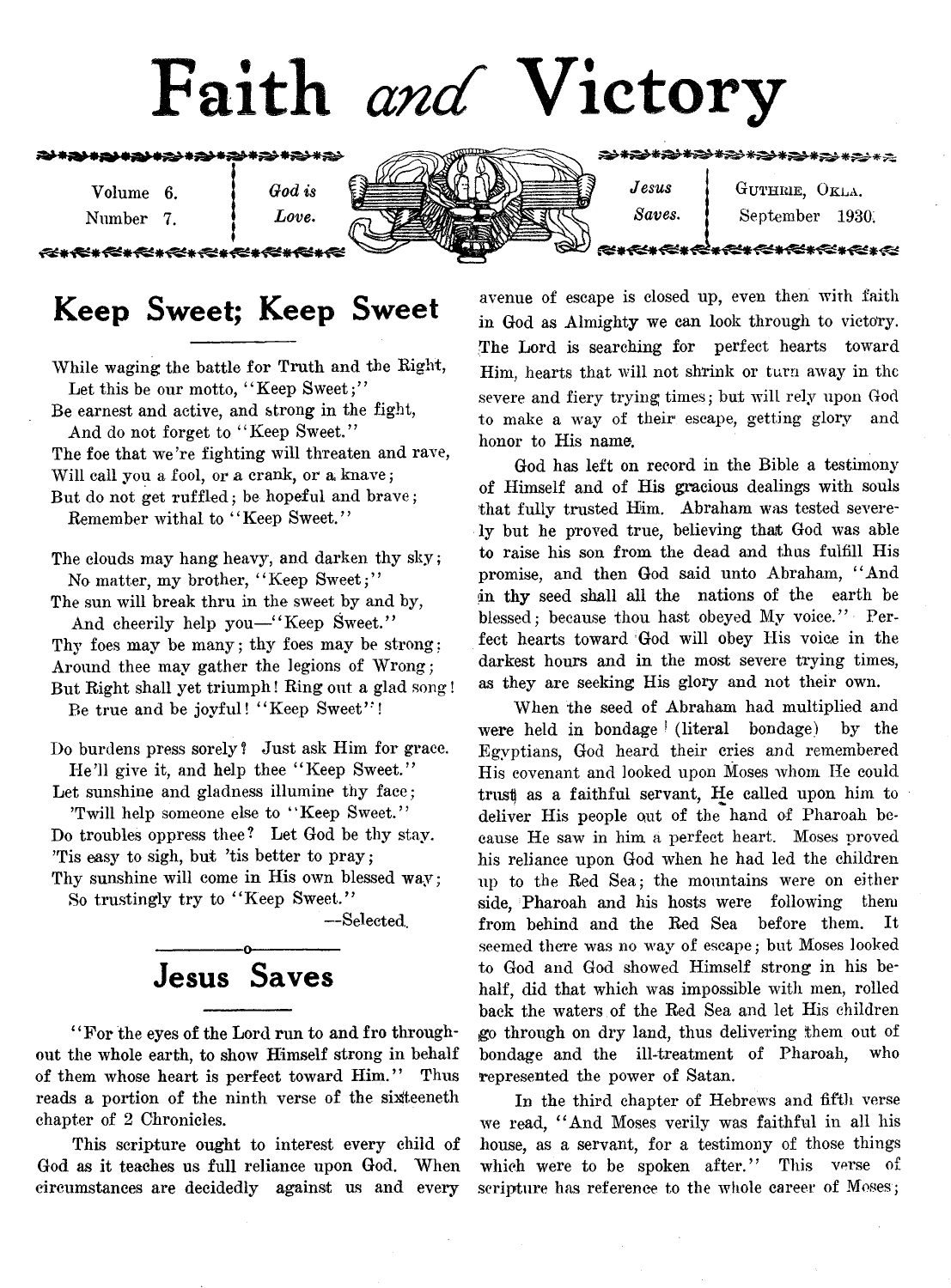# Faith *and* Victory

Volume 6. Number 7. | *God is Love.* | *Jesus Saves.* | GUTHRIE, OKLA. September 1930.

## Keep Sweet; Keep Sweet

While waging the battle for Truth and the Right,
  Let this be our motto, "Keep Sweet;"
Be earnest and active, and strong in the fight,
  And do not forget to "Keep Sweet."
The foe that we're fighting will threaten and rave,
Will call you a fool, or a crank, or a knave;
But do not get ruffled; be hopeful and brave;
  Remember withal to "Keep Sweet."

The clouds may hang heavy, and darken thy sky;
  No matter, my brother, "Keep Sweet;"
The sun will break thru in the sweet by and by,
  And cheerily help you—"Keep Sweet."
Thy foes may be many; thy foes may be strong;
Around thee may gather the legions of Wrong;
But Right shall yet triumph! Ring out a glad song!
  Be true and be joyful! "Keep Sweet"!

Do burdens press sorely? Just ask Him for grace.
  He'll give it, and help thee "Keep Sweet."
Let sunshine and gladness illumine thy face;
  'Twill help someone else to "Keep Sweet."
Do troubles oppress thee? Let God be thy stay.
'Tis easy to sigh, but 'tis better to pray;
Thy sunshine will come in His own blessed way;
  So trustingly try to "Keep Sweet."

—Selected.

## Jesus Saves

"For the eyes of the Lord run to and fro throughout the whole earth, to show Himself strong in behalf of them whose heart is perfect toward Him." Thus reads a portion of the ninth verse of the sixteeneth chapter of 2 Chronicles.

This scripture ought to interest every child of God as it teaches us full reliance upon God. When circumstances are decidedly against us and every avenue of escape is closed up, even then with faith in God as Almighty we can look through to victory. The Lord is searching for perfect hearts toward Him, hearts that will not shrink or turn away in the severe and fiery trying times; but will rely upon God to make a way of their escape, getting glory and honor to His name.

God has left on record in the Bible a testimony of Himself and of His gracious dealings with souls that fully trusted Him. Abraham was tested severely but he proved true, believing that God was able to raise his son from the dead and thus fulfill His promise, and then God said unto Abraham, "And in thy seed shall all the nations of the earth be blessed; because thou hast obeyed My voice." Perfect hearts toward God will obey His voice in the darkest hours and in the most severe trying times, as they are seeking His glory and not their own.

When the seed of Abraham had multiplied and were held in bondage (literal bondage) by the Egyptians, God heard their cries and remembered His covenant and looked upon Moses whom He could trust as a faithful servant, He called upon him to deliver His people out of the hand of Pharoah because He saw in him a perfect heart. Moses proved his reliance upon God when he had led the children up to the Red Sea; the mountains were on either side, Pharoah and his hosts were following them from behind and the Red Sea before them. It seemed there was no way of escape; but Moses looked to God and God showed Himself strong in his behalf, did that which was impossible with men, rolled back the waters of the Red Sea and let His children go through on dry land, thus delivering them out of bondage and the ill-treatment of Pharoah, who represented the power of Satan.

In the third chapter of Hebrews and fifth verse we read, "And Moses verily was faithful in all his house, as a servant, for a testimony of those things which were to be spoken after." This verse of scripture has reference to the whole career of Moses;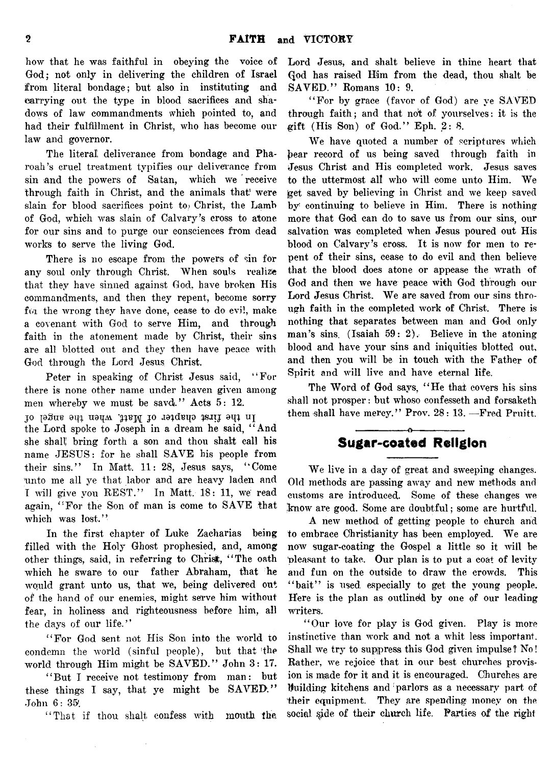how that he was faithful in obeying the voice of God; not only in delivering the children of Israel from literal bondage; but also in instituting and carrying out the type in blood sacrifices and shadows of law commandments which pointed to, and had their fulfillment in Christ, who has become our law and governor.

The literal deliverance from bondage and Pharoah's cruel treatment typifies our deliverance from sin and the powers of Satan, which we receive through faith in Christ, and the animals that were slain for blood sacrifices point to Christ, the Lamb of God, which was slain of Calvary's cross to atone for our sins and to purge our consciences from dead works to serve the living God.

There is no escape from the powers of sin for any soul only through Christ. When souls realize that they have sinned against God, have broken His commandments, and then they repent, become sorry for the wrong they have done, cease to do evil, make a covenant with God to serve Him, and through faith in the atonement made by Christ, their sins are all blotted out and they then have peace with God through the Lord Jesus Christ.

Peter in speaking of Christ Jesus said, "For there is none other name under heaven given among men whereby we must be savd." Acts 5: 12.

In the first chapter of Matt. when the angel of the Lord spoke to Joseph in a dream he said, "And she shall bring forth a son and thou shalt call his name JESUS: for he shall SAVE his people from their sins." In Matt. 11: 28, Jesus says, "Come unto me all ye that labor and are heavy laden and I will give you REST." In Matt. 18: 11, we read again, "For the Son of man is come to SAVE that which was lost."

In the first chapter of Luke Zacharias being filled with the Holy Ghost prophesied, and, among other things, said, in referring to Christ, "The oath which he sware to our father Abraham, that he would grant unto us, that we, being delivered out of the hand of our enemies, might serve him without fear, in holiness and righteousness before him, all the days of our life."

"For God sent not His Son into the world to condemn the world (sinful people), but that the world through Him might be SAVED." John 3: 17.

"But I receive not testimony from man: but these things I say, that ye might be SAVED." John 6: 35.

"That if thou shalt confess with mouth the Lord Jesus, and shalt believe in thine heart that God has raised Him from the dead, thou shalt be SAVED." Romans 10: 9.

"For by grace (favor of God) are ye SAVED through faith; and that not of yourselves: it is the gift (His Son) of God." Eph. 2: 8.

We have quoted a number of scriptures which bear record of us being saved through faith in Jesus Christ and His completed work. Jesus saves to the uttermost all who will come unto Him. We get saved by believing in Christ and we keep saved by continuing to believe in Him. There is nothing more that God can do to save us from our sins, our salvation was completed when Jesus poured out His blood on Calvary's cross. It is now for men to repent of their sins, cease to do evil and then believe that the blood does atone or appease the wrath of God and then we have peace with God through our Lord Jesus Christ. We are saved from our sins through faith in the completed work of Christ. There is nothing that separates between man and God only man's sins. (Isaiah 59: 2). Believe in the atoning blood and have your sins and iniquities blotted out, and then you will be in touch with the Father of Spirit and will live and have eternal life.

The Word of God says, "He that covers his sins shall not prosper: but whoso confesseth and forsaketh them shall have mercy." Prov. 28: 13. —Fred Pruitt.

## Sugar-coated Religion

We live in a day of great and sweeping changes. Old methods are passing away and new methods and customs are introduced. Some of these changes we know are good. Some are doubtful; some are hurtful.

A new method of getting people to church and to embrace Christianity has been employed. We are now sugar-coating the Gospel a little so it will be pleasant to take. Our plan is to put a coat of levity and fun on the outside to draw the crowds. This "bait" is used especially to get the young people. Here is the plan as outlined by one of our leading writers.

"Our love for play is God given. Play is more instinctive than work and not a whit less important. Shall we try to suppress this God given impulse? No! Rather, we rejoice that in our best churches provision is made for it and it is encouraged. Churches are building kitchens and parlors as a necessary part of their equipment. They are spending money on the social side of their church life. Parties of the right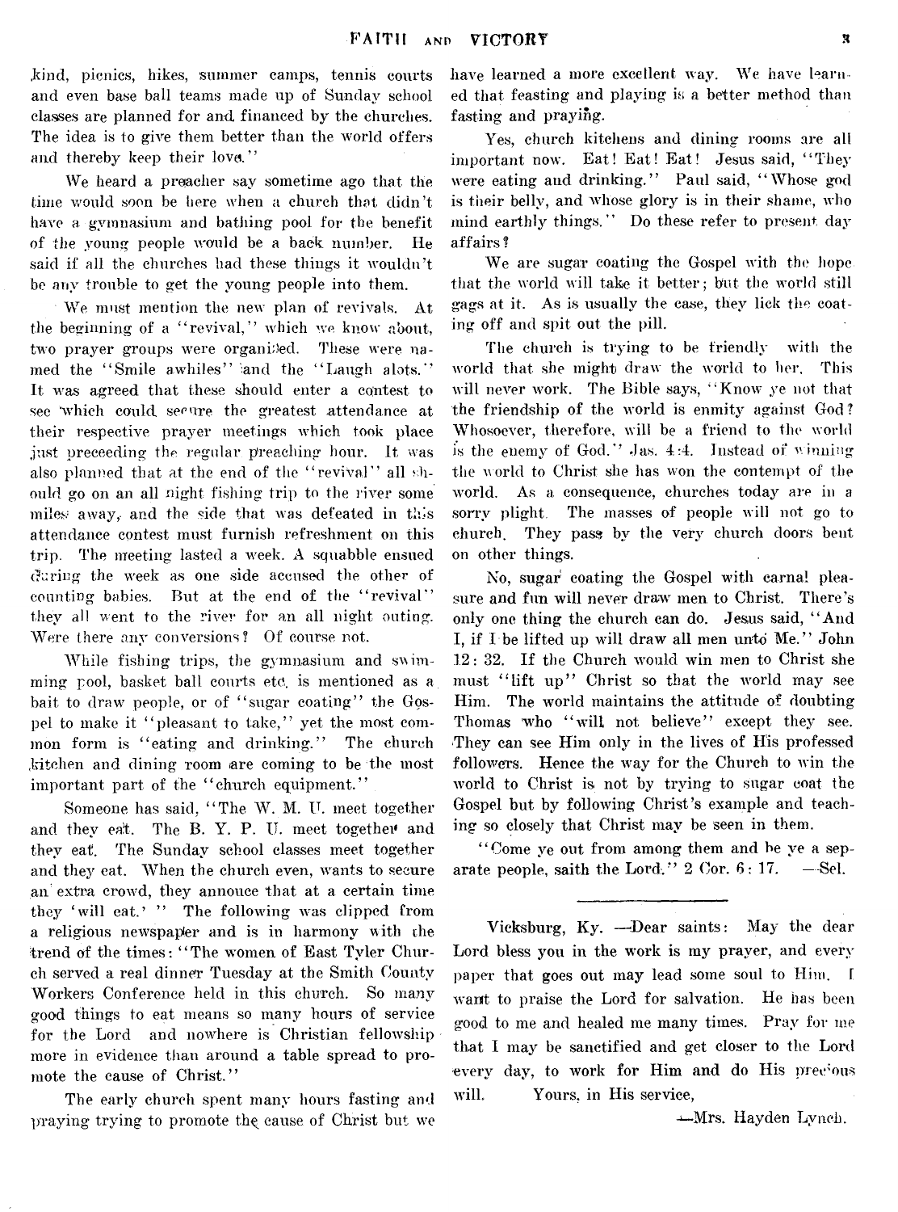kind, picnics, hikes, summer camps, tennis courts and even base ball teams made up of Sunday school classes are planned for and financed by the churches. The idea is to give them better than the world offers and thereby keep their love."

We heard a preacher say sometime ago that the time would soon be here when a church that didn't have a gymnasium and bathing pool for the benefit of the young people would be a back number. He said if all the churches had these things it wouldn't be any trouble to get the young people into them.

We must mention the new plan of revivals. At the beginning of a "revival," which we know about, two prayer groups were organized. These were named the "Smile awhiles" and the "Laugh alots." It was agreed that these should enter a contest to see which could secure the greatest attendance at their respective prayer meetings which took place just preceeding the regular preaching hour. It was also planned that at the end of the "revival" all should go on an all night fishing trip to the river some miles away, and the side that was defeated in this attendance contest must furnish refreshment on this trip. The meeting lasted a week. A squabble ensued during the week as one side accused the other of counting babies. But at the end of the "revival" they all went to the river for an all night outing. Were there any conversions? Of course not.

While fishing trips, the gymnasium and swimming pool, basket ball courts etc. is mentioned as a bait to draw people, or of "sugar coating" the Gospel to make it "pleasant to take," yet the most common form is "eating and drinking." The church kitchen and dining room are coming to be the most important part of the "church equipment."

Someone has said, "The W. M. U. meet together and they eat. The B. Y. P. U. meet together and they eat. The Sunday school classes meet together and they eat. When the church even, wants to secure an extra crowd, they annouce that at a certain time they 'will eat.' " The following was clipped from a religious newspaper and is in harmony with the trend of the times: "The women of East Tyler Church served a real dinner Tuesday at the Smith County Workers Conference held in this church. So many good things to eat means so many hours of service for the Lord and nowhere is Christian fellowship more in evidence than around a table spread to promote the cause of Christ."

The early church spent many hours fasting and praying trying to promote the cause of Christ but we have learned a more excellent way. We have learned that feasting and playing is a better method than fasting and praying.

Yes, church kitchens and dining rooms are all important now. Eat! Eat! Eat! Jesus said, "They were eating and drinking." Paul said, "Whose god is their belly, and whose glory is in their shame, who mind earthly things." Do these refer to present day affairs?

We are sugar coating the Gospel with the hope that the world will take it better; but the world still gags at it. As is usually the case, they lick the coating off and spit out the pill.

The church is trying to be friendly with the world that she might draw the world to her. This will never work. The Bible says, "Know ye not that the friendship of the world is enmity against God? Whosoever, therefore, will be a friend to the world is the enemy of God." Jas. 4:4. Instead of winning the world to Christ she has won the contempt of the world. As a consequence, churches today are in a sorry plight. The masses of people will not go to church. They pass by the very church doors bent on other things.

No, sugar coating the Gospel with carnal pleasure and fun will never draw men to Christ. There's only one thing the church can do. Jesus said, "And I, if I be lifted up will draw all men unto Me." John 12: 32. If the Church would win men to Christ she must "lift up" Christ so that the world may see Him. The world maintains the attitude of doubting Thomas who "will not believe" except they see. They can see Him only in the lives of His professed followers. Hence the way for the Church to win the world to Christ is not by trying to sugar coat the Gospel but by following Christ's example and teaching so closely that Christ may be seen in them.

"Come ye out from among them and be ye a separate people, saith the Lord." 2 Cor. 6: 17. —Sel.

---

Vicksburg, Ky. —Dear saints: May the dear Lord bless you in the work is my prayer, and every paper that goes out may lead some soul to Him. I want to praise the Lord for salvation. He has been good to me and healed me many times. Pray for me that I may be sanctified and get closer to the Lord every day, to work for Him and do His precious will. Yours, in His service,

—Mrs. Hayden Lynch.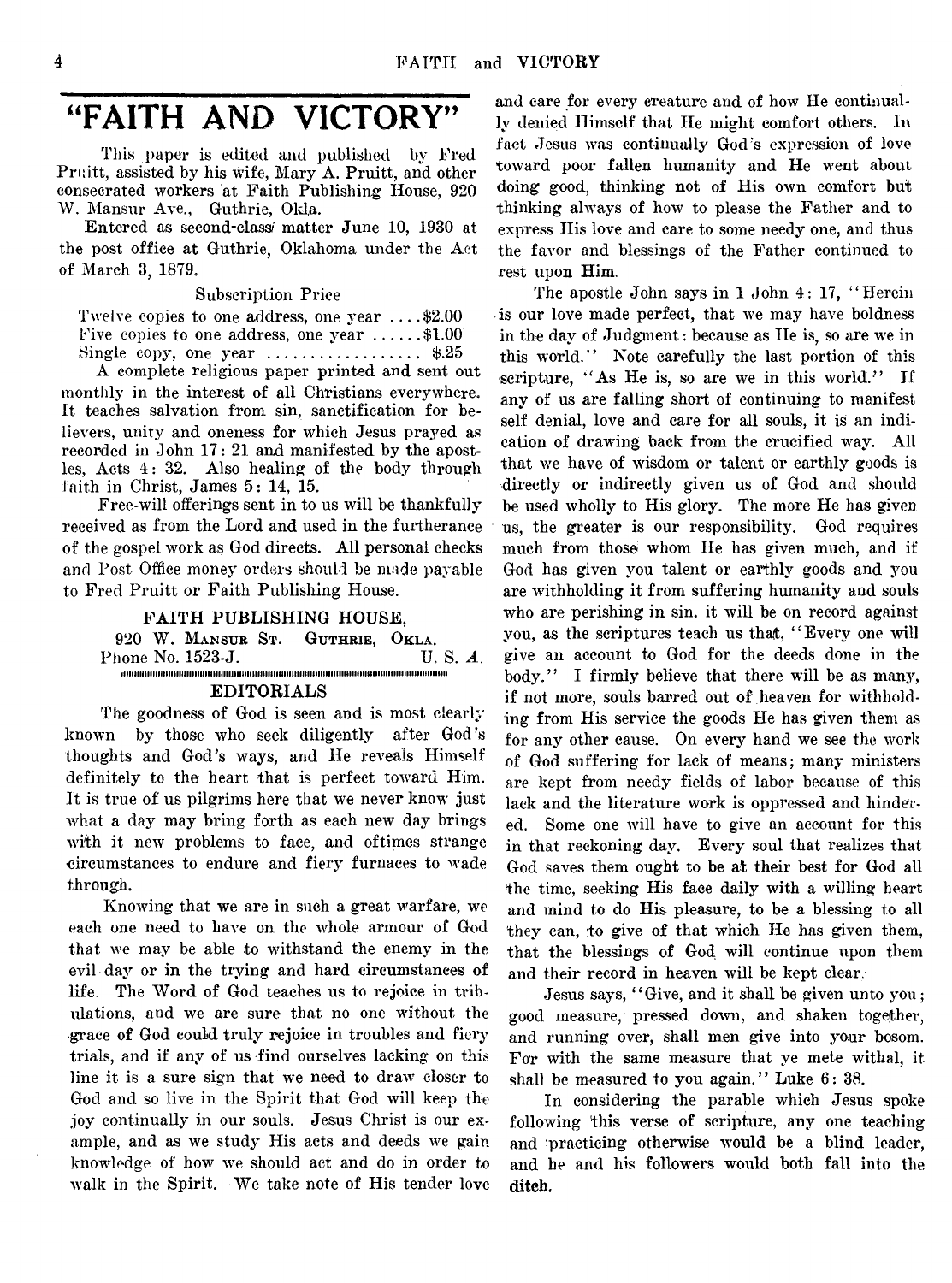# "FAITH AND VICTORY"

This paper is edited and published by Fred Pruitt, assisted by his wife, Mary A. Pruitt, and other consecrated workers at Faith Publishing House, 920 W. Mansur Ave., Guthrie, Okla.

Entered as second-class matter June 10, 1930 at the post office at Guthrie, Oklahoma under the Act of March 3, 1879.

Subscription Price

Twelve copies to one address, one year ....$2.00
Five copies to one address, one year ......$1.00
Single copy, one year .................. $.25

A complete religious paper printed and sent out monthly in the interest of all Christians everywhere. It teaches salvation from sin, sanctification for believers, unity and oneness for which Jesus prayed as recorded in John 17: 21 and manifested by the apostles, Acts 4: 32. Also healing of the body through faith in Christ, James 5: 14, 15.

Free-will offerings sent in to us will be thankfully received as from the Lord and used in the furtherance of the gospel work as God directs. All personal checks and Post Office money orders should be made payable to Fred Pruitt or Faith Publishing House.

FAITH PUBLISHING HOUSE,
920 W. MANSUR ST. GUTHRIE, OKLA.
Phone No. 1523-J. U. S. A.

## EDITORIALS

The goodness of God is seen and is most clearly known by those who seek diligently after God's thoughts and God's ways, and He reveals Himself definitely to the heart that is perfect toward Him. It is true of us pilgrims here that we never know just what a day may bring forth as each new day brings with it new problems to face, and oftimes strange circumstances to endure and fiery furnaces to wade through.

Knowing that we are in such a great warfare, we each one need to have on the whole armour of God that we may be able to withstand the enemy in the evil day or in the trying and hard circumstances of life. The Word of God teaches us to rejoice in tribulations, and we are sure that no one without the grace of God could truly rejoice in troubles and fiery trials, and if any of us find ourselves lacking on this line it is a sure sign that we need to draw closer to God and so live in the Spirit that God will keep the joy continually in our souls. Jesus Christ is our example, and as we study His acts and deeds we gain knowledge of how we should act and do in order to walk in the Spirit. We take note of His tender love and care for every creature and of how He continually denied Himself that He might comfort others. In fact Jesus was continually God's expression of love toward poor fallen humanity and He went about doing good, thinking not of His own comfort but thinking always of how to please the Father and to express His love and care to some needy one, and thus the favor and blessings of the Father continued to rest upon Him.

The apostle John says in 1 John 4: 17, "Herein is our love made perfect, that we may have boldness in the day of Judgment: because as He is, so are we in this world." Note carefully the last portion of this scripture, "As He is, so are we in this world." If any of us are falling short of continuing to manifest self denial, love and care for all souls, it is an indication of drawing back from the crucified way. All that we have of wisdom or talent or earthly goods is directly or indirectly given us of God and should be used wholly to His glory. The more He has given us, the greater is our responsibility. God requires much from those whom He has given much, and if God has given you talent or earthly goods and you are withholding it from suffering humanity and souls who are perishing in sin, it will be on record against you, as the scriptures teach us that, "Every one will give an account to God for the deeds done in the body." I firmly believe that there will be as many, if not more, souls barred out of heaven for withholding from His service the goods He has given them as for any other cause. On every hand we see the work of God suffering for lack of means; many ministers are kept from needy fields of labor because of this lack and the literature work is oppressed and hindered. Some one will have to give an account for this in that reckoning day. Every soul that realizes that God saves them ought to be at their best for God all the time, seeking His face daily with a willing heart and mind to do His pleasure, to be a blessing to all they can, to give of that which He has given them, that the blessings of God will continue upon them and their record in heaven will be kept clear.

Jesus says, "Give, and it shall be given unto you; good measure, pressed down, and shaken together, and running over, shall men give into your bosom. For with the same measure that ye mete withal, it shall be measured to you again." Luke 6: 38.

In considering the parable which Jesus spoke following this verse of scripture, any one teaching and practicing otherwise would be a blind leader, and he and his followers would both fall into the ditch.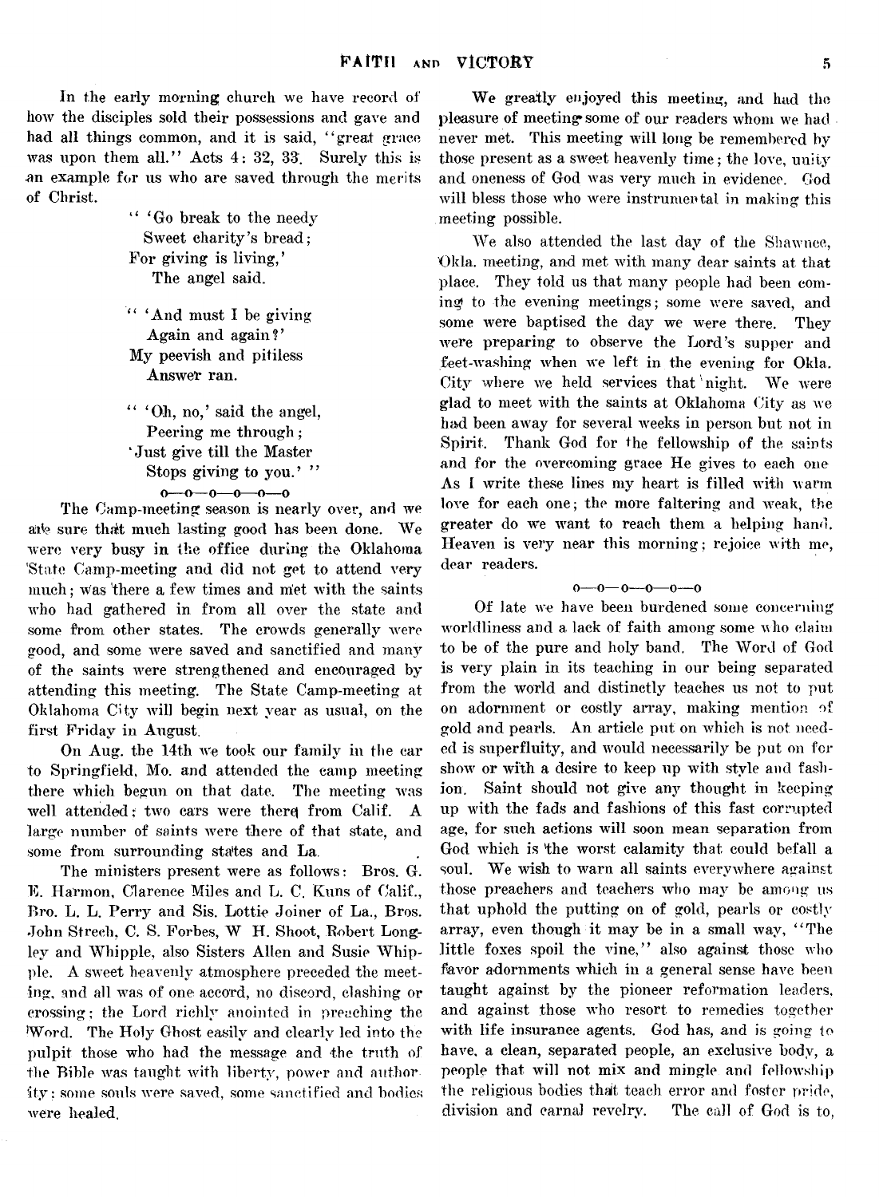In the early morning church we have record of how the disciples sold their possessions and gave and had all things common, and it is said, "great grace was upon them all." Acts 4: 32, 33. Surely this is an example for us who are saved through the merits of Christ.

> " 'Go break to the needy
> Sweet charity's bread;
> For giving is living,'
> The angel said.
>
> " 'And must I be giving
> Again and again?'
> My peevish and pitiless
> Answer ran.
>
> " 'Oh, no,' said the angel,
> Peering me through;
> 'Just give till the Master
> Stops giving to you.' "

o—o—o—o—o—o

The Camp-meeting season is nearly over, and we are sure that much lasting good has been done. We were very busy in the office during the Oklahoma State Camp-meeting and did not get to attend very much; was there a few times and met with the saints who had gathered in from all over the state and some from other states. The crowds generally were good, and some were saved and sanctified and many of the saints were strengthened and encouraged by attending this meeting. The State Camp-meeting at Oklahoma City will begin next year as usual, on the first Friday in August.

On Aug. the 14th we took our family in the car to Springfield, Mo. and attended the camp meeting there which begun on that date. The meeting was well attended; two cars were there from Calif. A large number of saints were there of that state, and some from surrounding states and La.

The ministers present were as follows: Bros. G. E. Harmon, Clarence Miles and L. C. Kuns of Calif., Bro. L. L. Perry and Sis. Lottie Joiner of La., Bros. John Strech, C. S. Forbes, W H. Shoot, Robert Longley and Whipple, also Sisters Allen and Susie Whipple. A sweet heavenly atmosphere preceded the meeting, and all was of one accord, no discord, clashing or crossing; the Lord richly anointed in preaching the Word. The Holy Ghost easily and clearly led into the pulpit those who had the message and the truth of the Bible was taught with liberty, power and authority; some souls were saved, some sanctified and bodies were healed.

We greatly enjoyed this meeting, and had the pleasure of meeting some of our readers whom we had never met. This meeting will long be remembered by those present as a sweet heavenly time; the love, unity and oneness of God was very much in evidence. God will bless those who were instrumental in making this meeting possible.

We also attended the last day of the Shawnee, Okla. meeting, and met with many dear saints at that place. They told us that many people had been coming to the evening meetings; some were saved, and some were baptised the day we were there. They were preparing to observe the Lord's supper and feet-washing when we left in the evening for Okla. City where we held services that night. We were glad to meet with the saints at Oklahoma City as we had been away for several weeks in person but not in Spirit. Thank God for the fellowship of the saints and for the overcoming grace He gives to each one As I write these lines my heart is filled with warm love for each one; the more faltering and weak, the greater do we want to reach them a helping hand. Heaven is very near this morning; rejoice with me, dear readers.

o—o—o—o—o—o

Of late we have been burdened some concerning worldliness and a lack of faith among some who claim to be of the pure and holy band. The Word of God is very plain in its teaching in our being separated from the world and distinctly teaches us not to put on adornment or costly array, making mention of gold and pearls. An article put on which is not needed is superfluity, and would necessarily be put on for show or with a desire to keep up with style and fashion. Saint should not give any thought in keeping up with the fads and fashions of this fast corrupted age, for such actions will soon mean separation from God which is the worst calamity that could befall a soul. We wish to warn all saints everywhere against those preachers and teachers who may be among us that uphold the putting on of gold, pearls or costly array, even though it may be in a small way, "The little foxes spoil the vine," also against those who favor adornments which in a general sense have been taught against by the pioneer reformation leaders, and against those who resort to remedies together with life insurance agents. God has, and is going to have, a clean, separated people, an exclusive body, a people that will not mix and mingle and fellowship the religious bodies that teach error and foster pride, division and carnal revelry. The call of God is to,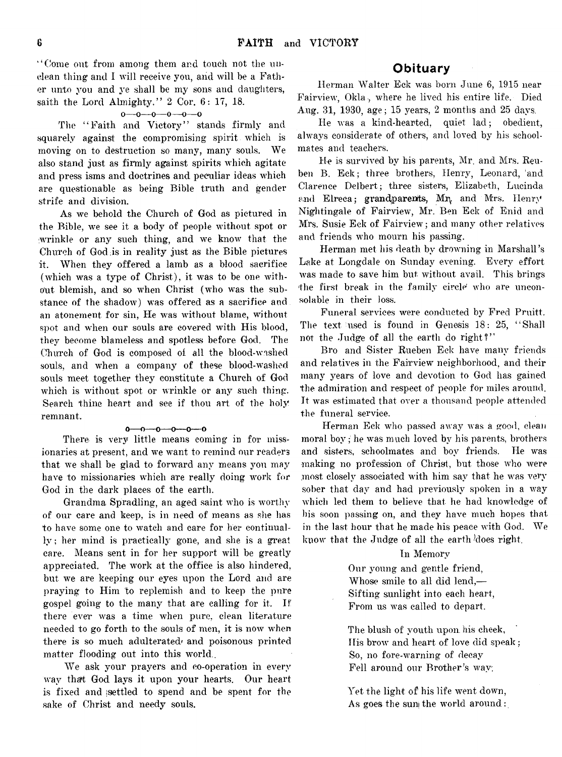"Come out from among them and touch not the unclean thing and I will receive you, and will be a Father unto you and ye shall be my sons and daughters, saith the Lord Almighty." 2 Cor. 6: 17, 18.

o—o—o—o—o—o

The "Faith and Victory" stands firmly and squarely against the compromising spirit which is moving on to destruction so many, many souls. We also stand just as firmly against spirits which agitate and press isms and doctrines and peculiar ideas which are questionable as being Bible truth and gender strife and division.

As we behold the Church of God as pictured in the Bible, we see it a body of people without spot or wrinkle or any such thing, and we know that the Church of God is in reality just as the Bible pictures it. When they offered a lamb as a blood sacrifice (which was a type of Christ), it was to be one without blemish, and so when Christ (who was the substance of the shadow) was offered as a sacrifice and an atonement for sin, He was without blame, without spot and when our souls are covered with His blood, they become blameless and spotless before God. The Church of God is composed of all the blood-washed souls, and when a company of these blood-washed souls meet together they constitute a Church of God which is without spot or wrinkle or any such thing. Search thine heart and see if thou art of the holy remnant.

o—o—o—o—o—o

There is very little means coming in for missionaries at present, and we want to remind our readers that we shall be glad to forward any means you may have to missionaries which are really doing work for God in the dark places of the earth.

Grandma Spradling, an aged saint who is worthy of our care and keep, is in need of means as she has to have some one to watch and care for her continually; her mind is practically gone, and she is a great care. Means sent in for her support will be greatly appreciated. The work at the office is also hindered, but we are keeping our eyes upon the Lord and are praying to Him to replemish and to keep the pure gospel going to the many that are calling for it. If there ever was a time when pure, clean literature needed to go forth to the souls of men, it is now when there is so much adulterated and poisonous printed matter flooding out into this world.

We ask your prayers and co-operation in every way that God lays it upon your hearts. Our heart is fixed and settled to spend and be spent for the sake of Christ and needy souls.

## Obituary

Herman Walter Eck was born June 6, 1915 near Fairview, Okla., where he lived his entire life. Died Aug. 31, 1930, age; 15 years, 2 months and 25 days.

He was a kind-hearted, quiet lad; obedient, always considerate of others, and loved by his schoolmates and teachers.

He is survived by his parents, Mr. and Mrs. Reuben B. Eck; three brothers, Henry, Leonard, and Clarence Delbert; three sisters, Elizabeth, Lucinda and Elreca; grandparents, Mr. and Mrs. Henry Nightingale of Fairview, Mr. Ben Eck of Enid and Mrs. Susie Eck of Fairview; and many other relatives and friends who mourn his passing.

Herman met his death by drowning in Marshall's Lake at Longdale on Sunday evening. Every effort was made to save him but without avail. This brings the first break in the family circle who are unconsolable in their loss.

Funeral services were conducted by Fred Pruitt. The text used is found in Genesis 18: 25, "Shall not the Judge of all the earth do right?"

Bro and Sister Rueben Eck have many friends and relatives in the Fairview neighborhood, and their many years of love and devotion to God has gained the admiration and respect of people for miles around. It was estimated that over a thousand people attended the funeral service.

Herman Eck who passed away was a good, clean moral boy; he was much loved by his parents, brothers and sisters, schoolmates and boy friends. He was making no profession of Christ, but those who were most closely associated with him say that he was very sober that day and had previously spoken in a way which led them to believe that he had knowledge of his soon passing on, and they have much hopes that in the last hour that he made his peace with God. We know that the Judge of all the earth does right.

In Memory

Our young and gentle friend,  
Whose smile to all did lend,—  
Sifting sunlight into each heart,  
From us was called to depart.

The blush of youth upon his cheek,  
His brow and heart of love did speak;  
So, no fore-warning of decay  
Fell around our Brother's way.

Yet the light of his life went down,  
As goes the sun the world around: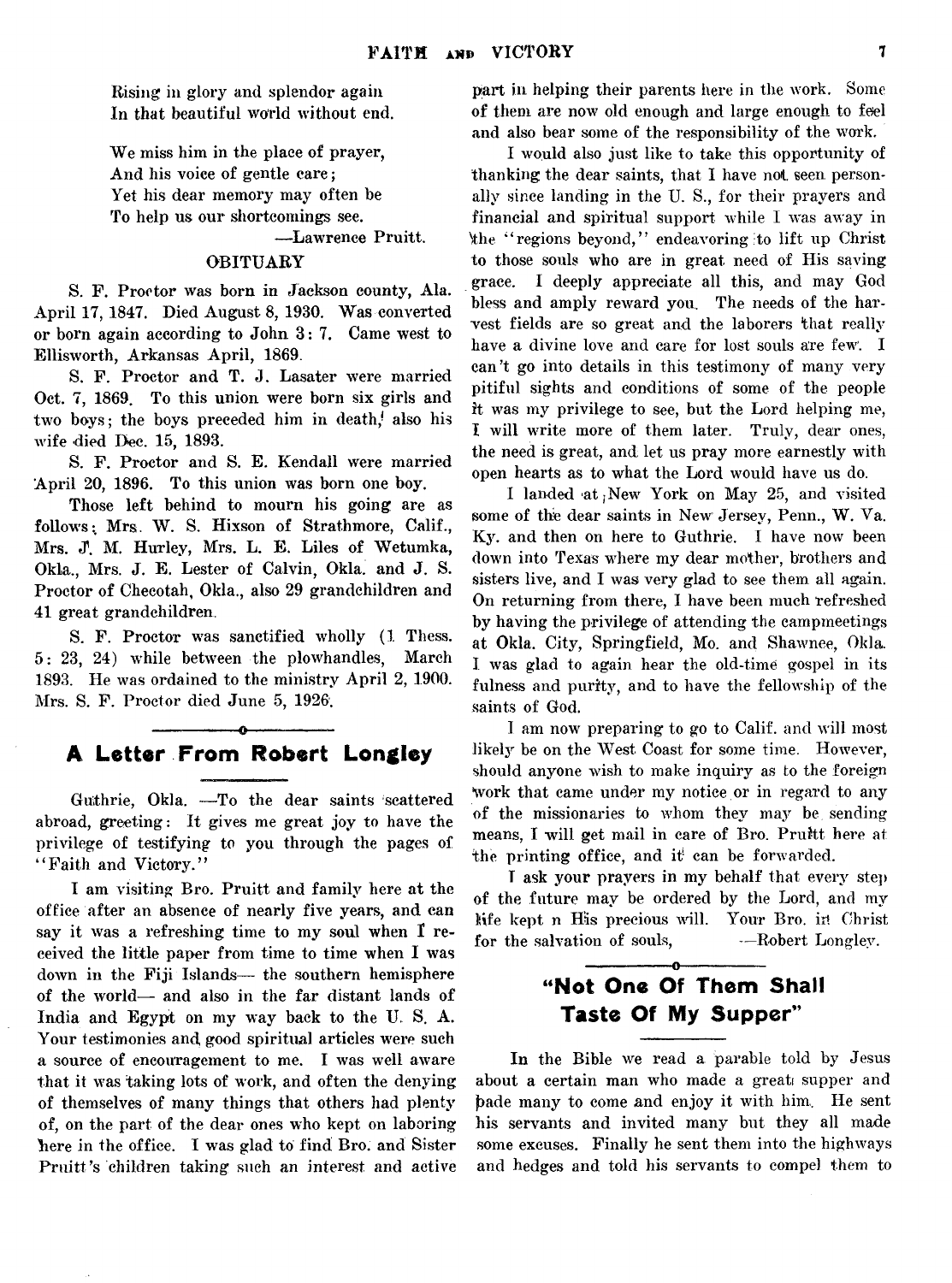Rising in glory and splendor again
In that beautiful world without end.

We miss him in the place of prayer,
And his voice of gentle care;
Yet his dear memory may often be
To help us our shortcomings see.

—Lawrence Pruitt.

## OBITUARY

S. F. Proctor was born in Jackson county, Ala. April 17, 1847. Died August 8, 1930. Was converted or born again according to John 3: 7. Came west to Ellisworth, Arkansas April, 1869.

S. F. Proctor and T. J. Lasater were married Oct. 7, 1869. To this union were born six girls and two boys; the boys preceded him in death, also his wife died Dec. 15, 1893.

S. F. Proctor and S. E. Kendall were married April 20, 1896. To this union was born one boy.

Those left behind to mourn his going are as follows: Mrs. W. S. Hixson of Strathmore, Calif., Mrs. J. M. Hurley, Mrs. L. E. Liles of Wetumka, Okla., Mrs. J. E. Lester of Calvin, Okla. and J. S. Proctor of Checotah, Okla., also 29 grandchildren and 41 great grandchildren.

S. F. Proctor was sanctified wholly (1 Thess. 5: 23, 24) while between the plowhandles, March 1893. He was ordained to the ministry April 2, 1900. Mrs. S. F. Proctor died June 5, 1926.

## A Letter From Robert Longley

Guthrie, Okla. —To the dear saints scattered abroad, greeting: It gives me great joy to have the privilege of testifying to you through the pages of "Faith and Victory."

I am visiting Bro. Pruitt and family here at the office after an absence of nearly five years, and can say it was a refreshing time to my soul when I received the little paper from time to time when I was down in the Fiji Islands— the southern hemisphere of the world— and also in the far distant lands of India and Egypt on my way back to the U. S. A. Your testimonies and good spiritual articles were such a source of encouragement to me. I was well aware that it was taking lots of work, and often the denying of themselves of many things that others had plenty of, on the part of the dear ones who kept on laboring here in the office. I was glad to find Bro. and Sister Pruitt's children taking such an interest and active part in helping their parents here in the work. Some of them are now old enough and large enough to feel and also bear some of the responsibility of the work.

I would also just like to take this opportunity of thanking the dear saints, that I have not seen personally since landing in the U. S., for their prayers and financial and spiritual support while I was away in the "regions beyond," endeavoring to lift up Christ to those souls who are in great need of His saving grace. I deeply appreciate all this, and may God bless and amply reward you. The needs of the harvest fields are so great and the laborers that really have a divine love and care for lost souls are few. I can't go into details in this testimony of many very pitiful sights and conditions of some of the people it was my privilege to see, but the Lord helping me, I will write more of them later. Truly, dear ones, the need is great, and let us pray more earnestly with open hearts as to what the Lord would have us do.

I landed at New York on May 25, and visited some of the dear saints in New Jersey, Penn., W. Va. Ky. and then on here to Guthrie. I have now been down into Texas where my dear mother, brothers and sisters live, and I was very glad to see them all again. On returning from there, I have been much refreshed by having the privilege of attending the campmeetings at Okla. City, Springfield, Mo. and Shawnee, Okla. I was glad to again hear the old-time gospel in its fulness and purity, and to have the fellowship of the saints of God.

I am now preparing to go to Calif. and will most likely be on the West Coast for some time. However, should anyone wish to make inquiry as to the foreign work that came under my notice or in regard to any of the missionaries to whom they may be sending means, I will get mail in care of Bro. Pruitt here at the printing office, and it can be forwarded.

I ask your prayers in my behalf that every step of the future may be ordered by the Lord, and my life kept n His precious will. Your Bro. in Christ for the salvation of souls, —Robert Longley.

## "Not One Of Them Shall Taste Of My Supper"

In the Bible we read a parable told by Jesus about a certain man who made a great supper and bade many to come and enjoy it with him. He sent his servants and invited many but they all made some excuses. Finally he sent them into the highways and hedges and told his servants to compel them to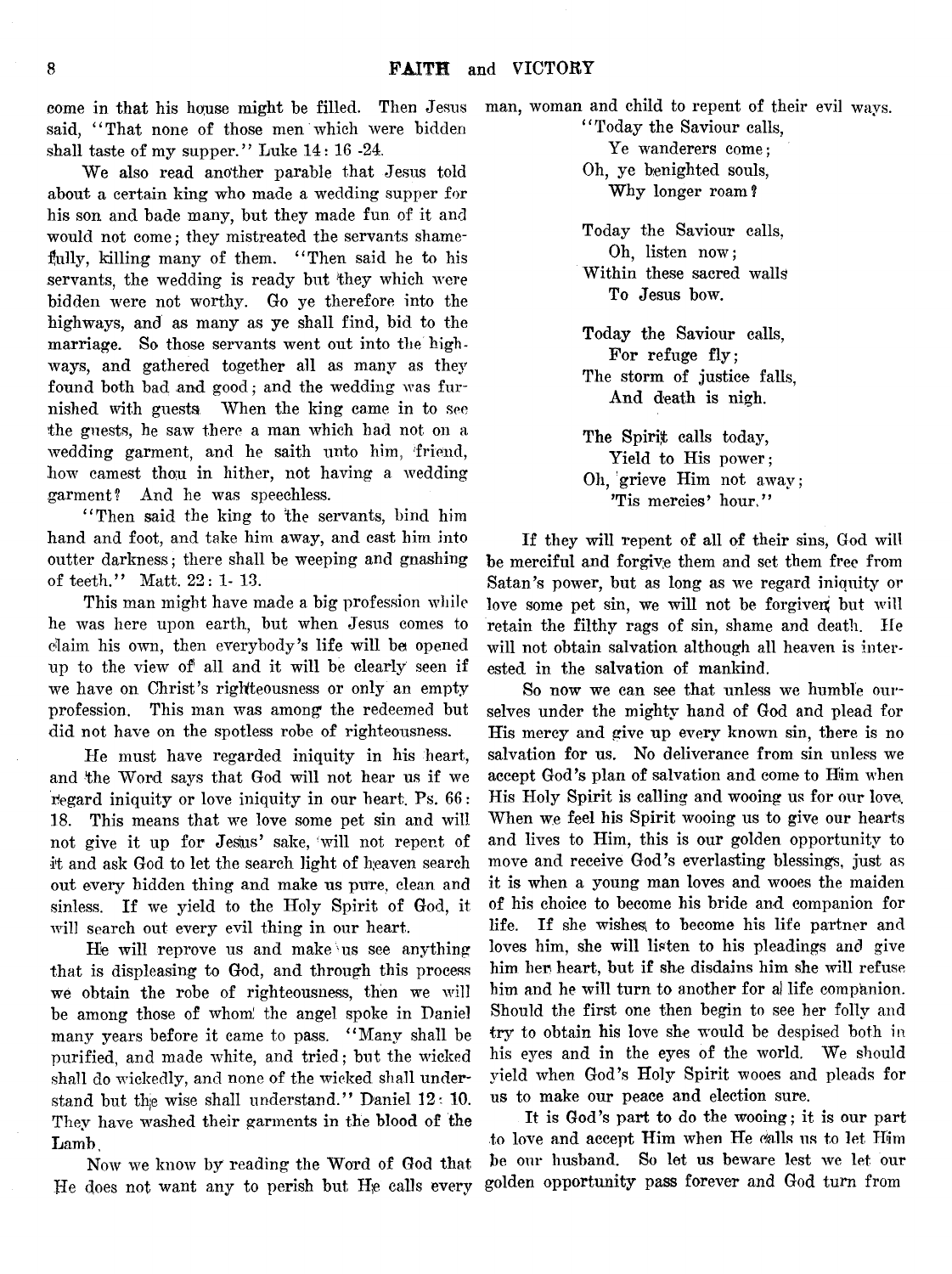come in that his house might be filled. Then Jesus said, "That none of those men which were bidden shall taste of my supper." Luke 14: 16 -24.

We also read another parable that Jesus told about a certain king who made a wedding supper for his son and bade many, but they made fun of it and would not come; they mistreated the servants shamefully, killing many of them. "Then said he to his servants, the wedding is ready but they which were bidden were not worthy. Go ye therefore into the highways, and as many as ye shall find, bid to the marriage. So those servants went out into the highways, and gathered together all as many as they found both bad and good; and the wedding was furnished with guests. When the king came in to see the guests, he saw there a man which had not on a wedding garment, and he saith unto him, 'friend, how camest thou in hither, not having a wedding garment? And he was speechless.

"Then said the king to the servants, bind him hand and foot, and take him away, and cast him into outter darkness; there shall be weeping and gnashing of teeth." Matt. 22: 1- 13.

This man might have made a big profession while he was here upon earth, but when Jesus comes to claim his own, then everybody's life will be opened up to the view of all and it will be clearly seen if we have on Christ's righteousness or only an empty profession. This man was among the redeemed but did not have on the spotless robe of righteousness.

He must have regarded iniquity in his heart, and the Word says that God will not hear us if we regard iniquity or love iniquity in our heart. Ps. 66: 18. This means that we love some pet sin and will not give it up for Jesus' sake, will not repent of it and ask God to let the search light of heaven search out every hidden thing and make us pure, clean and sinless. If we yield to the Holy Spirit of God, it will search out every evil thing in our heart.

He will reprove us and make us see anything that is displeasing to God, and through this process we obtain the robe of righteousness, then we will be among those of whom the angel spoke in Daniel many years before it came to pass. "Many shall be purified, and made white, and tried; but the wicked shall do wickedly, and none of the wicked shall understand but the wise shall understand." Daniel 12: 10. They have washed their garments in the blood of the Lamb.

Now we know by reading the Word of God that He does not want any to perish but He calls every man, woman and child to repent of their evil ways.

"Today the Saviour calls,
Ye wanderers come;
Oh, ye benighted souls,
Why longer roam?

Today the Saviour calls,
Oh, listen now;
Within these sacred walls
To Jesus bow.

Today the Saviour calls,
For refuge fly;
The storm of justice falls,
And death is nigh.

The Spirit calls today,
Yield to His power;
Oh, grieve Him not away;
'Tis mercies' hour."

If they will repent of all of their sins, God will be merciful and forgive them and set them free from Satan's power, but as long as we regard iniquity or love some pet sin, we will not be forgiven but will retain the filthy rags of sin, shame and death. He will not obtain salvation although all heaven is interested in the salvation of mankind.

So now we can see that unless we humble ourselves under the mighty hand of God and plead for His mercy and give up every known sin, there is no salvation for us. No deliverance from sin unless we accept God's plan of salvation and come to Him when His Holy Spirit is calling and wooing us for our love. When we feel his Spirit wooing us to give our hearts and lives to Him, this is our golden opportunity to move and receive God's everlasting blessings, just as it is when a young man loves and wooes the maiden of his choice to become his bride and companion for life. If she wishes to become his life partner and loves him, she will listen to his pleadings and give him her heart, but if she disdains him she will refuse him and he will turn to another for a life companion. Should the first one then begin to see her folly and try to obtain his love she would be despised both in his eyes and in the eyes of the world. We should yield when God's Holy Spirit wooes and pleads for us to make our peace and election sure.

It is God's part to do the wooing; it is our part to love and accept Him when He calls us to let Him be our husband. So let us beware lest we let our golden opportunity pass forever and God turn from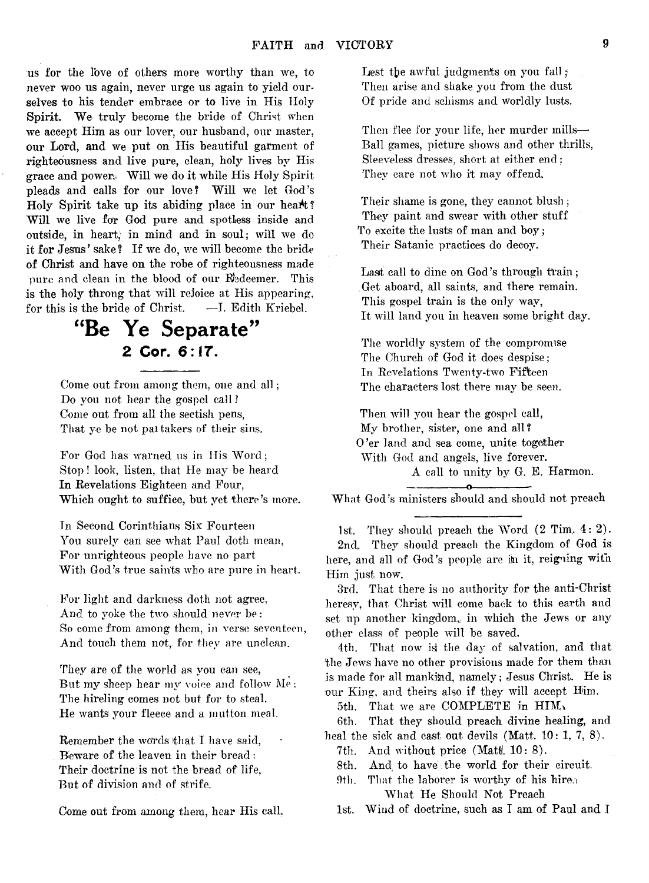us for the love of others more worthy than we, to never woo us again, never urge us again to yield ourselves to his tender embrace or to live in His Holy Spirit. We truly become the bride of Christ when we accept Him as our lover, our husband, our master, our Lord, and we put on His beautiful garment of righteousness and live pure, clean, holy lives by His grace and power. Will we do it while His Holy Spirit pleads and calls for our love? Will we let God's Holy Spirit take up its abiding place in our heart? Will we live for God pure and spotless inside and outside, in heart, in mind and in soul; will we do it for Jesus' sake? If we do, we will become the bride of Christ and have on the robe of righteousness made pure and clean in the blood of our Redeemer. This is the holy throng that will rejoice at His appearing, for this is the bride of Christ. —I. Edith Kriebel.

## "Be Ye Separate"

### 2 Cor. 6:17.

Come out from among them, one and all;
Do you not hear the gospel call?
Come out from all the sectish pens,
That ye be not partakers of their sins.

For God has warned us in His Word;
Stop! look, listen, that He may be heard
In Revelations Eighteen and Four,
Which ought to suffice, but yet there's more.

In Second Corinthians Six Fourteen
You surely can see what Paul doth mean,
For unrighteous people have no part
With God's true saints who are pure in heart.

For light and darkness doth not agree,
And to yoke the two should never be:
So come from among them, in verse seventeen,
And touch them not, for they are unclean.

They are of the world as you can see,
But my sheep hear my voice and follow Me:
The hireling comes not but for to steal.
He wants your fleece and a mutton meal.

Remember the words that I have said,
Beware of the leaven in their bread:
Their doctrine is not the bread of life,
But of division and of strife.

Come out from among them, hear His call,
Lest the awful judgments on you fall;
Then arise and shake you from the dust
Of pride and schisms and worldly lusts.

Then flee for your life, her murder mills—
Ball games, picture shows and other thrills,
Sleeveless dresses, short at either end:
They care not who it may offend.

Their shame is gone, they cannot blush;
They paint and swear with other stuff
To excite the lusts of man and boy;
Their Satanic practices do decoy.

Last call to dine on God's through train;
Get aboard, all saints, and there remain.
This gospel train is the only way,
It will land you in heaven some bright day.

The worldly system of the compromise
The Church of God it does despise;
In Revelations Twenty-two Fifteen
The characters lost there may be seen.

Then will you hear the gospel call,
My brother, sister, one and all?
O'er land and sea come, unite together
With God and angels, live forever.

A call to unity by G. E. Harmon.

---

What God's ministers should and should not preach

1st. They should preach the Word (2 Tim. 4:2).

2nd. They should preach the Kingdom of God is here, and all of God's people are in it, reigning with Him just now.

3rd. That there is no authority for the anti-Christ heresy, that Christ will come back to this earth and set up another kingdom, in which the Jews or any other class of people will be saved.

4th. That now is the day of salvation, and that the Jews have no other provisions made for them than is made for all mankind, namely; Jesus Christ. He is our King, and theirs also if they will accept Him.

5th. That we are COMPLETE in HIM.

6th. That they should preach divine healing, and heal the sick and cast out devils (Matt. 10:1, 7, 8).

7th. And without price (Matt. 10:8).

8th. And to have the world for their circuit.

9th. That the laborer is worthy of his hire.

What He Should Not Preach

1st. Wind of doctrine, such as I am of Paul and I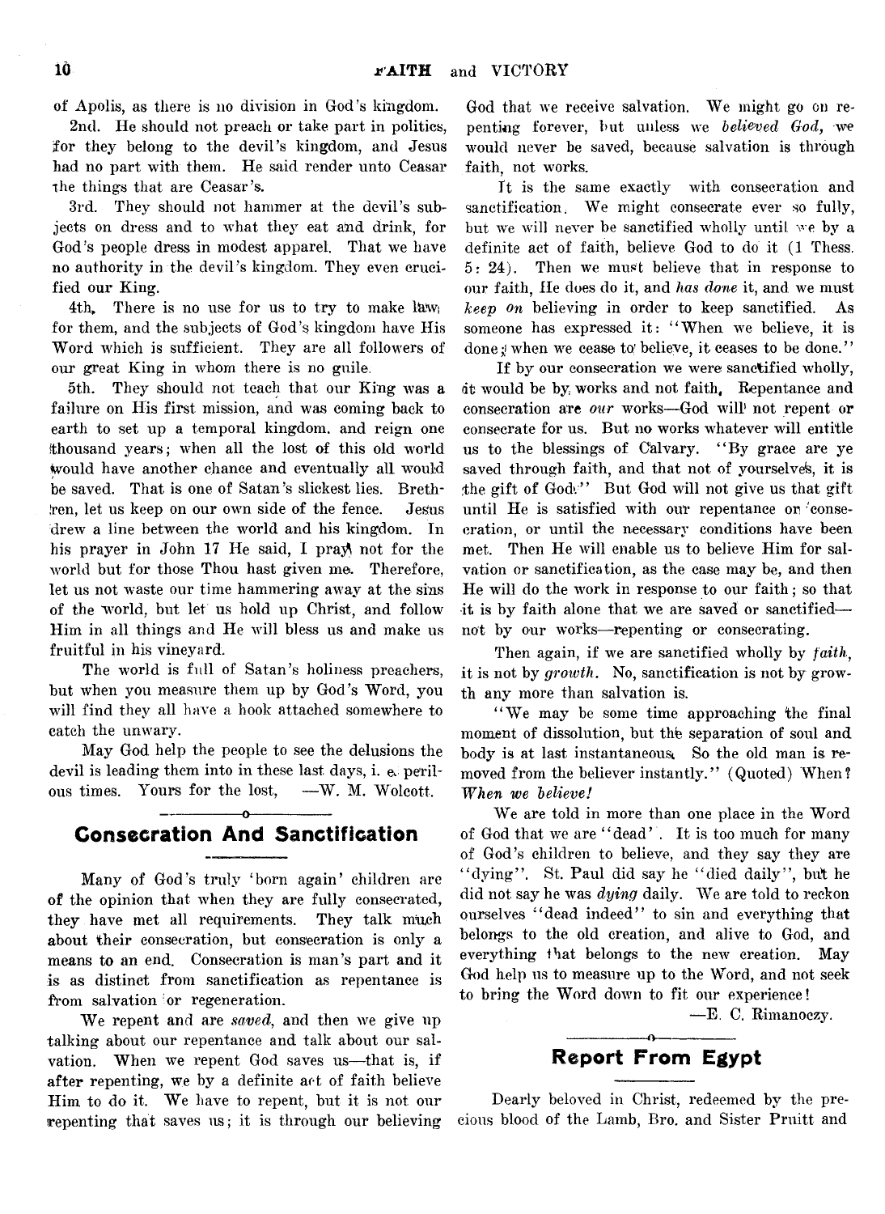of Apolis, as there is no division in God's kingdom.

2nd. He should not preach or take part in politics, for they belong to the devil's kingdom, and Jesus had no part with them. He said render unto Ceasar the things that are Ceasar's.

3rd. They should not hammer at the devil's subjects on dress and to what they eat and drink, for God's people dress in modest apparel. That we have no authority in the devil's kingdom. They even crucified our King.

4th. There is no use for us to try to make laws for them, and the subjects of God's kingdom have His Word which is sufficient. They are all followers of our great King in whom there is no guile.

5th. They should not teach that our King was a failure on His first mission, and was coming back to earth to set up a temporal kingdom, and reign one thousand years; when all the lost of this old world would have another chance and eventually all would be saved. That is one of Satan's slickest lies. Brethren, let us keep on our own side of the fence. Jesus drew a line between the world and his kingdom. In his prayer in John 17 He said, I pray not for the world but for those Thou hast given me. Therefore, let us not waste our time hammering away at the sins of the world, but let us hold up Christ, and follow Him in all things and He will bless us and make us fruitful in his vineyard.

The world is full of Satan's holiness preachers, but when you measure them up by God's Word, you will find they all have a hook attached somewhere to catch the unwary.

May God help the people to see the delusions the devil is leading them into in these last days, i. e. perilous times. Yours for the lost, —W. M. Wolcott.

## Consecration And Sanctification

Many of God's truly 'born again' children are of the opinion that when they are fully consecrated, they have met all requirements. They talk much about their consecration, but consecration is only a means to an end. Consecration is man's part and it is as distinct from sanctification as repentance is from salvation or regeneration.

We repent and are *saved*, and then we give up talking about our repentance and talk about our salvation. When we repent God saves us—that is, if after repenting, we by a definite act of faith believe Him to do it. We have to repent, but it is not our repenting that saves us; it is through our believing God that we receive salvation. We might go on repenting forever, but unless we *believed God,* we would never be saved, because salvation is through faith, not works.

It is the same exactly with consecration and sanctification. We might consecrate ever so fully, but we will never be sanctified wholly until we by a definite act of faith, believe God to do it (1 Thess. 5: 24). Then we must believe that in response to our faith, He does do it, and *has done* it, and we must *keep on* believing in order to keep sanctified. As someone has expressed it: "When we believe, it is done; when we cease to believe, it ceases to be done."

If by our consecration we were sanctified wholly, it would be by works and not faith. Repentance and consecration are *our* works—God will not repent or consecrate for us. But no works whatever will entitle us to the blessings of Calvary. "By grace are ye saved through faith, and that not of yourselves, it is the gift of God." But God will not give us that gift until He is satisfied with our repentance or consecration, or until the necessary conditions have been met. Then He will enable us to believe Him for salvation or sanctification, as the case may be, and then He will do the work in response to our faith; so that it is by faith alone that we are saved or sanctified—not by our works—repenting or consecrating.

Then again, if we are sanctified wholly by *faith*, it is not by *growth*. No, sanctification is not by growth any more than salvation is.

"We may be some time approaching the final moment of dissolution, but the separation of soul and body is at last instantaneous. So the old man is removed from the believer instantly." (Quoted) When? *When we believe!*

We are told in more than one place in the Word of God that we are "dead". It is too much for many of God's children to believe, and they say they are "dying". St. Paul did say he "died daily", but he did not say he was *dying* daily. We are told to reckon ourselves "dead indeed" to sin and everything that belongs to the old creation, and alive to God, and everything that belongs to the new creation. May God help us to measure up to the Word, and not seek to bring the Word down to fit our experience!

—E. C. Rimanoczy.

## Report From Egypt

Dearly beloved in Christ, redeemed by the precious blood of the Lamb, Bro. and Sister Pruitt and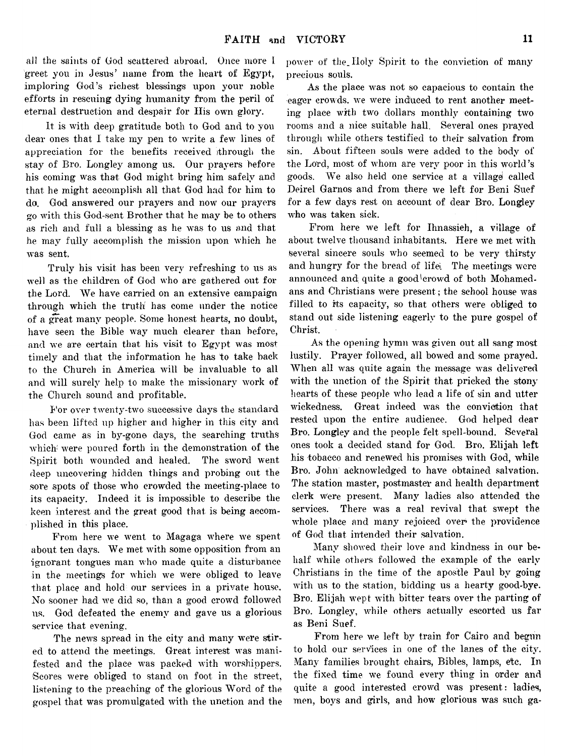all the saints of God scattered abroad. Once more I greet you in Jesus' name from the heart of Egypt, imploring God's richest blessings upon your noble efforts in rescuing dying humanity from the peril of eternal destruction and despair for His own glory.

It is with deep gratitude both to God and to you dear ones that I take my pen to write a few lines of appreciation for the benefits received through the stay of Bro. Longley among us. Our prayers before his coming was that God might bring him safely and that he might accomplish all that God had for him to do. God answered our prayers and now our prayers go with this God-sent Brother that he may be to others as rich and full a blessing as he was to us and that he may fully accomplish the mission upon which he was sent.

Truly his visit has been very refreshing to us as well as the children of God who are gathered out for the Lord. We have carried on an extensive campaign through which the truth has come under the notice of a great many people. Some honest hearts, no doubt, have seen the Bible way much clearer than before, and we are certain that his visit to Egypt was most timely and that the information he has to take back to the Church in America will be invaluable to all and will surely help to make the missionary work of the Church sound and profitable.

For over twenty-two successive days the standard has been lifted up higher and higher in this city and God came as in by-gone days, the searching truths which were poured forth in the demonstration of the Spirit both wounded and healed. The sword went deep uncovering hidden things and probing out the sore spots of those who crowded the meeting-place to its capacity. Indeed it is impossible to describe the keen interest and the great good that is being accomplished in this place.

From here we went to Magaga where we spent about ten days. We met with some opposition from an ignorant tongues man who made quite a disturbance in the meetings for which we were obliged to leave that place and hold our services in a private house. No sooner had we did so, than a good crowd followed us. God defeated the enemy and gave us a glorious service that evening.

The news spread in the city and many were stirred to attend the meetings. Great interest was manifested and the place was packed with worshippers. Scores were obliged to stand on foot in the street, listening to the preaching of the glorious Word of the gospel that was promulgated with the unction and the power of the Holy Spirit to the conviction of many precious souls.

As the place was not so capacious to contain the eager crowds. we were induced to rent another meeting place with two dollars monthly containing two rooms and a nice suitable hall. Several ones prayed through while others testified to their salvation from sin. About fifteen souls were added to the body of the Lord, most of whom are very poor in this world's goods. We also held one service at a village called Deirel Garnos and from there we left for Beni Suef for a few days rest on account of dear Bro. Longley who was taken sick.

From here we left for Ihnassieh, a village of about twelve thousand inhabitants. Here we met with several sincere souls who seemed to be very thirsty and hungry for the bread of life. The meetings were announced and quite a good crowd of both Mohamedans and Christians were present; the school house was filled to its capacity, so that others were obliged to stand out side listening eagerly to the pure gospel of Christ.

As the opening hymn was given out all sang most lustily. Prayer followed, all bowed and some prayed. When all was quite again the message was delivered with the unction of the Spirit that pricked the stony hearts of these people who lead a life of sin and utter wickedness. Great indeed was the conviction that rested upon the entire audience. God helped dear Bro. Longley and the people felt spell-bound. Several ones took a decided stand for God. Bro. Elijah left his tobacco and renewed his promises with God, while Bro. John acknowledged to have obtained salvation. The station master, postmaster and health department clerk were present. Many ladies also attended the services. There was a real revival that swept the whole place and many rejoiced over the providence of God that intended their salvation.

Many showed their love and kindness in our behalf while others followed the example of the early Christians in the time of the apostle Paul by going with us to the station, bidding us a hearty good-bye. Bro. Elijah wept with bitter tears over the parting of Bro. Longley, while others actually escorted us far as Beni Suef.

From here we left by train for Cairo and begun to hold our services in one of the lanes of the city. Many families brought chairs, Bibles, lamps, etc. In the fixed time we found every thing in order and quite a good interested crowd was present: ladies, men, boys and girls, and how glorious was such ga-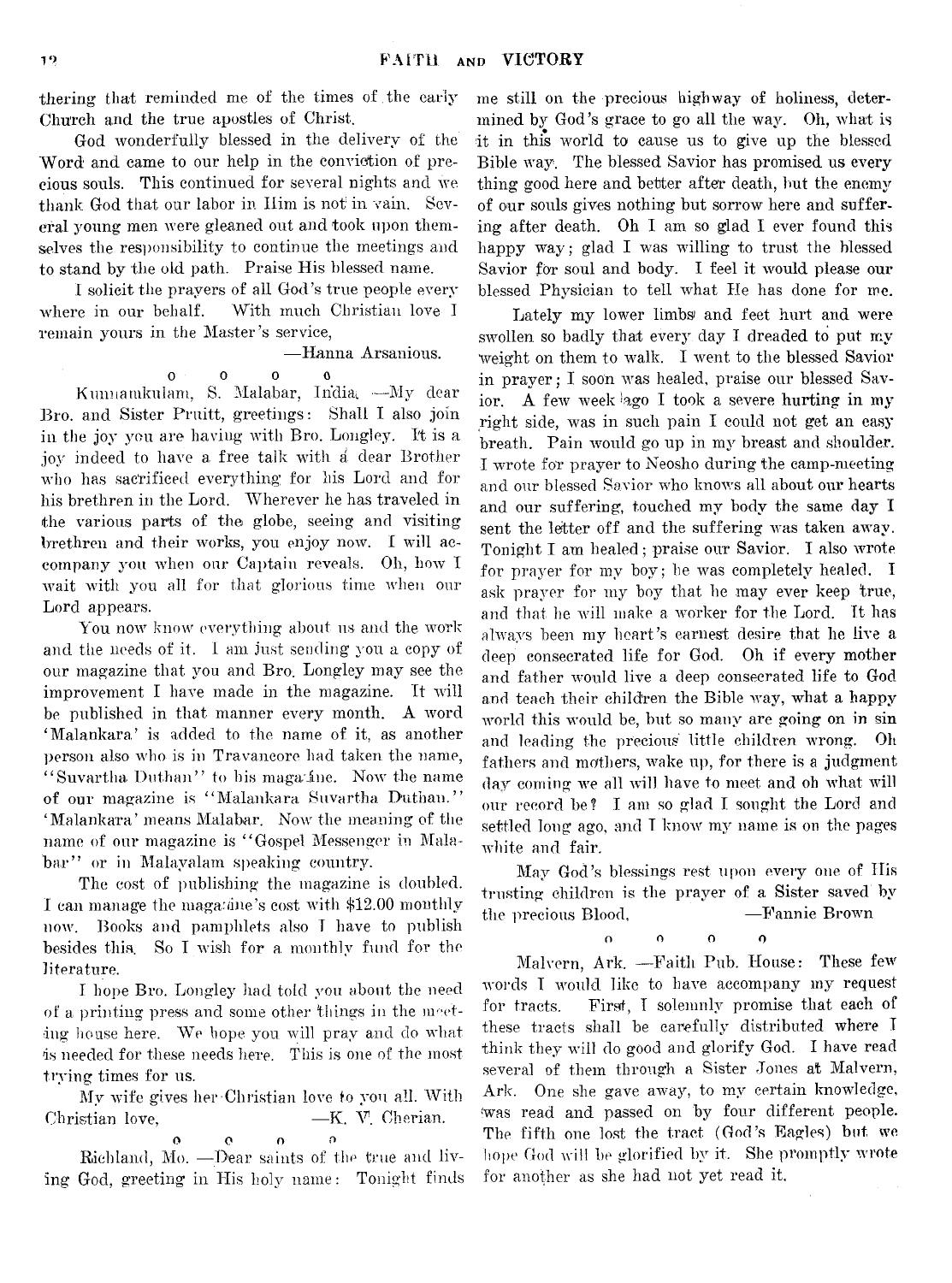thering that reminded me of the times of the early Church and the true apostles of Christ.

God wonderfully blessed in the delivery of the Word and came to our help in the conviction of precious souls. This continued for several nights and we thank God that our labor in Him is not in vain. Several young men were gleaned out and took upon themselves the responsibility to continue the meetings and to stand by the old path. Praise His blessed name.

I solicit the prayers of all God's true people every where in our behalf. With much Christian love I remain yours in the Master's service,

—Hanna Arsanious.

o o o o

Kunnamkulam, S. Malabar, India. —My dear Bro. and Sister Pruitt, greetings: Shall I also join in the joy you are having with Bro. Longley. It is a joy indeed to have a free talk with a dear Brother who has sacrificed everything for his Lord and for his brethren in the Lord. Wherever he has traveled in the various parts of the globe, seeing and visiting brethren and their works, you enjoy now. I will accompany you when our Captain reveals. Oh, how I wait with you all for that glorious time when our Lord appears.

You now know everything about us and the work and the needs of it. I am just sending you a copy of our magazine that you and Bro. Longley may see the improvement I have made in the magazine. It will be published in that manner every month. A word 'Malankara' is added to the name of it, as another person also who is in Travancore had taken the name, "Suvartha Duthan" to his magazine. Now the name of our magazine is "Malankara Suvartha Duthan." 'Malankara' means Malabar. Now the meaning of the name of our magazine is "Gospel Messenger in Malabar" or in Malayalam speaking country.

The cost of publishing the magazine is doubled. I can manage the magazine's cost with $12.00 monthly now. Books and pamphlets also I have to publish besides this. So I wish for a monthly fund for the literature.

I hope Bro. Longley had told you about the need of a printing press and some other things in the meeting house here. We hope you will pray and do what is needed for these needs here. This is one of the most trying times for us.

My wife gives her Christian love to you all. With Christian love, —K. V. Cherian.

o o o o

Richland, Mo. —Dear saints of the true and living God, greeting in His holy name: Tonight finds me still on the precious highway of holiness, determined by God's grace to go all the way. Oh, what is it in this world to cause us to give up the blessed Bible way. The blessed Savior has promised us every thing good here and better after death, but the enemy of our souls gives nothing but sorrow here and suffering after death. Oh I am so glad I ever found this happy way; glad I was willing to trust the blessed Savior for soul and body. I feel it would please our blessed Physician to tell what He has done for me.

Lately my lower limbs and feet hurt and were swollen so badly that every day I dreaded to put my weight on them to walk. I went to the blessed Savior in prayer; I soon was healed, praise our blessed Savior. A few week ago I took a severe hurting in my right side, was in such pain I could not get an easy breath. Pain would go up in my breast and shoulder. I wrote for prayer to Neosho during the camp-meeting and our blessed Savior who knows all about our hearts and our suffering, touched my body the same day I sent the letter off and the suffering was taken away. Tonight I am healed; praise our Savior. I also wrote for prayer for my boy; he was completely healed. I ask prayer for my boy that he may ever keep true, and that he will make a worker for the Lord. It has always been my heart's earnest desire that he live a deep consecrated life for God. Oh if every mother and father would live a deep consecrated life to God and teach their children the Bible way, what a happy world this would be, but so many are going on in sin and leading the precious little children wrong. Oh fathers and mothers, wake up, for there is a judgment day coming we all will have to meet and oh what will our record be? I am so glad I sought the Lord and settled long ago, and I know my name is on the pages white and fair.

May God's blessings rest upon every one of His trusting children is the prayer of a Sister saved by the precious Blood, —Fannie Brown

o o o o

Malvern, Ark. —Faith Pub. House: These few words I would like to have accompany my request for tracts. First, I solemnly promise that each of these tracts shall be carefully distributed where I think they will do good and glorify God. I have read several of them through a Sister Jones at Malvern, Ark. One she gave away, to my certain knowledge, was read and passed on by four different people. The fifth one lost the tract (God's Eagles) but we hope God will be glorified by it. She promptly wrote for another as she had not yet read it.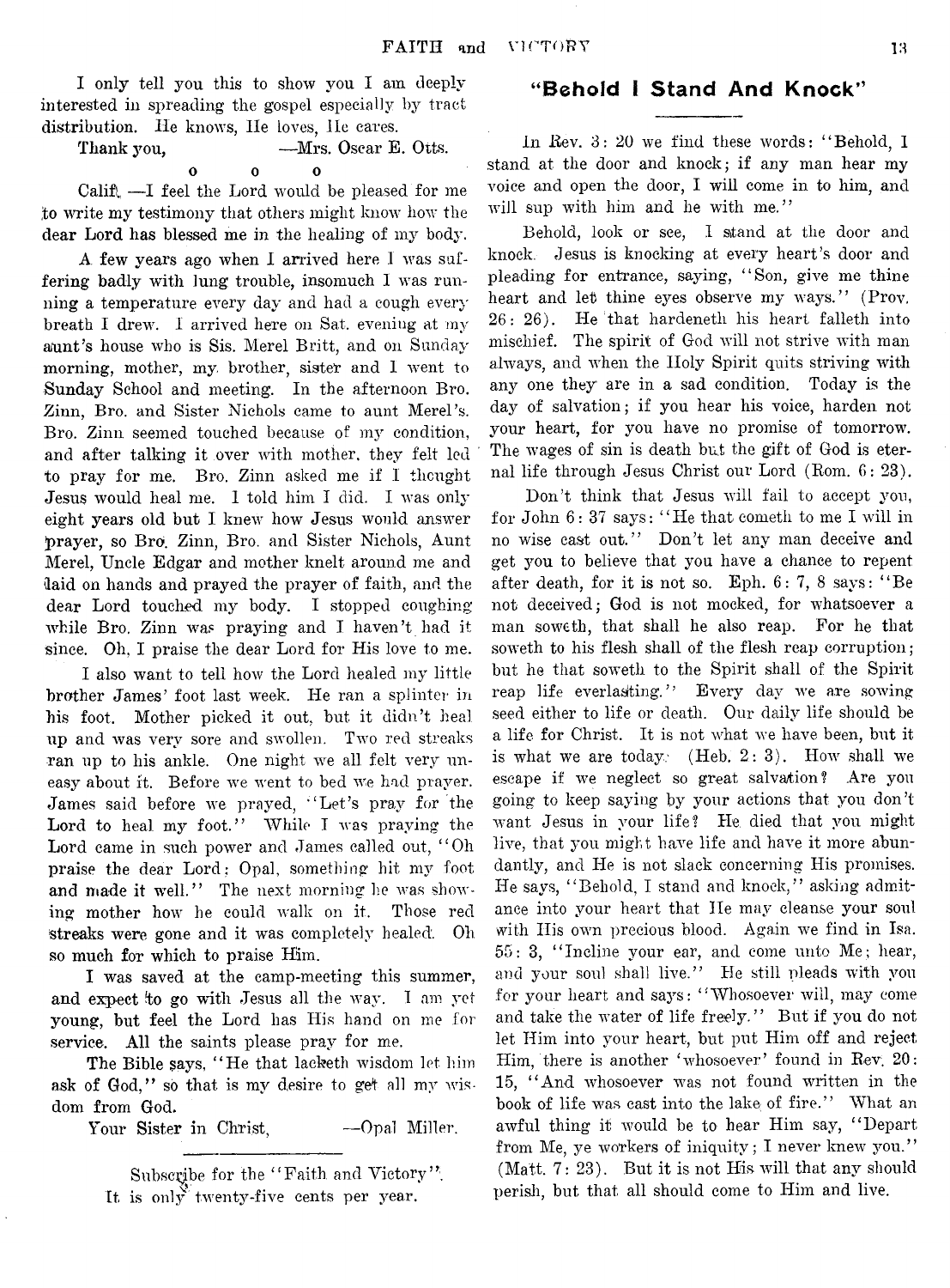I only tell you this to show you I am deeply interested in spreading the gospel especially by tract distribution. He knows, He loves, He cares.

Thank you, —Mrs. Oscar E. Otts.

o o o

Calif. —I feel the Lord would be pleased for me to write my testimony that others might know how the dear Lord has blessed me in the healing of my body.

A few years ago when I arrived here I was suffering badly with lung trouble, insomuch I was running a temperature every day and had a cough every breath I drew. I arrived here on Sat. evening at my aunt's house who is Sis. Merel Britt, and on Sunday morning, mother, my brother, sister and I went to Sunday School and meeting. In the afternoon Bro. Zinn, Bro. and Sister Nichols came to aunt Merel's. Bro. Zinn seemed touched because of my condition, and after talking it over with mother, they felt led to pray for me. Bro. Zinn asked me if I thought Jesus would heal me. I told him I did. I was only eight years old but I knew how Jesus would answer prayer, so Bro. Zinn, Bro. and Sister Nichols, Aunt Merel, Uncle Edgar and mother knelt around me and laid on hands and prayed the prayer of faith, and the dear Lord touched my body. I stopped coughing while Bro. Zinn was praying and I haven't had it since. Oh, I praise the dear Lord for His love to me.

I also want to tell how the Lord healed my little brother James' foot last week. He ran a splinter in his foot. Mother picked it out, but it didn't heal up and was very sore and swollen. Two red streaks ran up to his ankle. One night we all felt very uneasy about it. Before we went to bed we had prayer. James said before we prayed, "Let's pray for the Lord to heal my foot." While I was praying the Lord came in such power and James called out, "Oh praise the dear Lord: Opal, something hit my foot and made it well." The next morning he was showing mother how he could walk on it. Those red streaks were gone and it was completely healed. Oh so much for which to praise Him.

I was saved at the camp-meeting this summer, and expect to go with Jesus all the way. I am yet young, but feel the Lord has His hand on me for service. All the saints please pray for me.

The Bible says, "He that lacketh wisdom let him ask of God," so that is my desire to get all my wisdom from God.

Your Sister in Christ, —Opal Miller.

---

Subscribe for the "Faith and Victory". It is only twenty-five cents per year.

## "Behold I Stand And Knock"

In Rev. 3: 20 we find these words: "Behold, I stand at the door and knock; if any man hear my voice and open the door, I will come in to him, and will sup with him and he with me."

Behold, look or see, I stand at the door and knock. Jesus is knocking at every heart's door and pleading for entrance, saying, "Son, give me thine heart and let thine eyes observe my ways." (Prov. 26: 26). He that hardeneth his heart falleth into mischief. The spirit of God will not strive with man always, and when the Holy Spirit quits striving with any one they are in a sad condition. Today is the day of salvation; if you hear his voice, harden not your heart, for you have no promise of tomorrow. The wages of sin is death but the gift of God is eternal life through Jesus Christ our Lord (Rom. 6: 23).

Don't think that Jesus will fail to accept you, for John 6: 37 says: "He that cometh to me I will in no wise cast out." Don't let any man deceive and get you to believe that you have a chance to repent after death, for it is not so. Eph. 6: 7, 8 says: "Be not deceived; God is not mocked, for whatsoever a man soweth, that shall he also reap. For he that soweth to his flesh shall of the flesh reap corruption; but he that soweth to the Spirit shall of the Spirit reap life everlasting." Every day we are sowing seed either to life or death. Our daily life should be a life for Christ. It is not what we have been, but it is what we are today. (Heb. 2: 3). How shall we escape if we neglect so great salvation? Are you going to keep saying by your actions that you don't want Jesus in your life? He died that you might live, that you might have life and have it more abundantly, and He is not slack concerning His promises. He says, "Behold, I stand and knock," asking admittance into your heart that He may cleanse your soul with His own precious blood. Again we find in Isa. 55: 3, "Incline your ear, and come unto Me; hear, and your soul shall live." He still pleads with you for your heart and says: "Whosoever will, may come and take the water of life freely." But if you do not let Him into your heart, but put Him off and reject Him, there is another 'whosoever' found in Rev. 20: 15, "And whosoever was not found written in the book of life was cast into the lake of fire." What an awful thing it would be to hear Him say, "Depart from Me, ye workers of iniquity; I never knew you." (Matt. 7: 23). But it is not His will that any should perish, but that all should come to Him and live.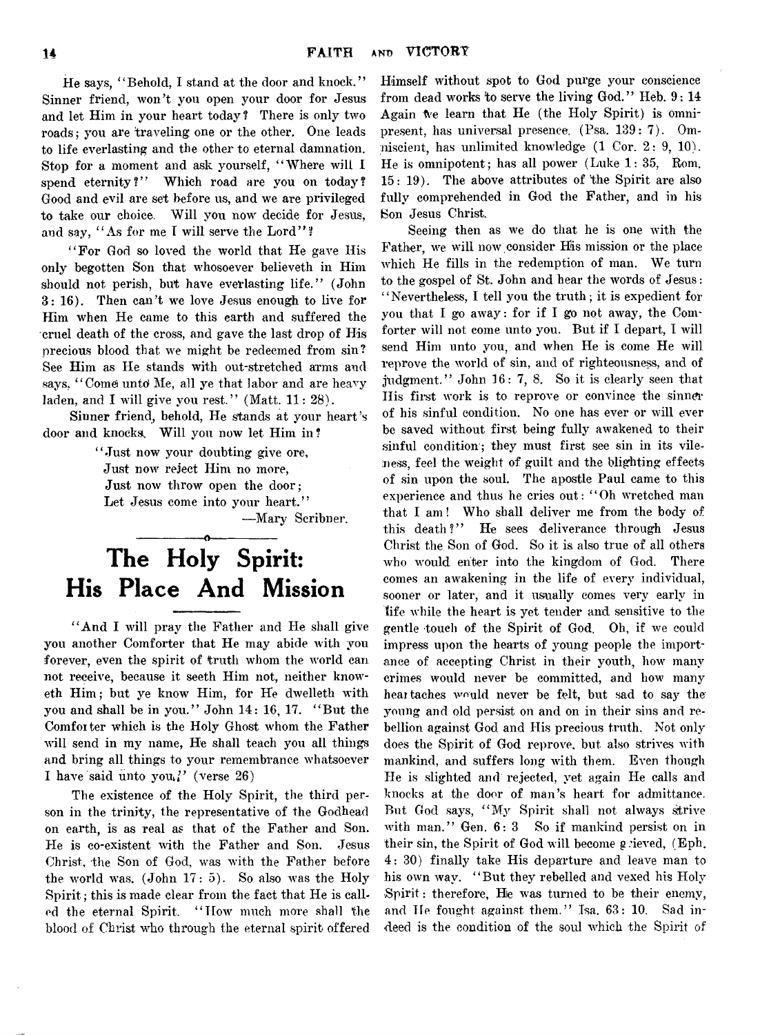He says, "Behold, I stand at the door and knock." Sinner friend, won't you open your door for Jesus and let Him in your heart today? There is only two roads; you are traveling one or the other. One leads to life everlasting and the other to eternal damnation. Stop for a moment and ask yourself, "Where will I spend eternity?" Which road are you on today? Good and evil are set before us, and we are privileged to take our choice. Will you now decide for Jesus, and say, "As for me I will serve the Lord"?

"For God so loved the world that He gave His only begotten Son that whosoever believeth in Him should not perish, but have everlasting life." (John 3: 16). Then can't we love Jesus enough to live for Him when He came to this earth and suffered the cruel death of the cross, and gave the last drop of His precious blood that we might be redeemed from sin? See Him as He stands with out-stretched arms and says, "Come unto Me, all ye that labor and are heavy laden, and I will give you rest." (Matt. 11: 28).

Sinner friend, behold, He stands at your heart's door and knocks. Will you now let Him in?

> "Just now your doubting give ore,
> Just now reject Him no more,
> Just now throw open the door;
> Let Jesus come into your heart."
>
> —Mary Scribner.

# The Holy Spirit: His Place And Mission

"And I will pray the Father and He shall give you another Comforter that He may abide with you forever, even the spirit of truth whom the world can not receive, because it seeth Him not, neither knoweth Him; but ye know Him, for He dwelleth with you and shall be in you." John 14: 16, 17. "But the Comforter which is the Holy Ghost whom the Father will send in my name, He shall teach you all things and bring all things to your remembrance whatsoever I have said unto you." (verse 26)

The existence of the Holy Spirit, the third person in the trinity, the representative of the Godhead on earth, is as real as that of the Father and Son. He is co-existent with the Father and Son. Jesus Christ, the Son of God, was with the Father before the world was. (John 17: 5). So also was the Holy Spirit; this is made clear from the fact that He is called the eternal Spirit. "How much more shall the blood of Christ who through the eternal spirit offered Himself without spot to God purge your conscience from dead works to serve the living God." Heb. 9: 14 Again we learn that He (the Holy Spirit) is omnipresent, has universal presence. (Psa. 139: 7). Omniscient, has unlimited knowledge (1 Cor. 2: 9, 10). He is omnipotent; has all power (Luke 1: 35, Rom. 15: 19). The above attributes of the Spirit are also fully comprehended in God the Father, and in his Son Jesus Christ.

Seeing then as we do that he is one with the Father, we will now consider His mission or the place which He fills in the redemption of man. We turn to the gospel of St. John and hear the words of Jesus: "Nevertheless, I tell you the truth; it is expedient for you that I go away: for if I go not away, the Comforter will not come unto you. But if I depart, I will send Him unto you, and when He is come He will reprove the world of sin, and of righteousness, and of judgment." John 16: 7, 8. So it is clearly seen that His first work is to reprove or convince the sinner of his sinful condition. No one has ever or will ever be saved without first being fully awakened to their sinful condition; they must first see sin in its vileness, feel the weight of guilt and the blighting effects of sin upon the soul. The apostle Paul came to this experience and thus he cries out: "Oh wretched man that I am! Who shall deliver me from the body of this death?" He sees deliverance through Jesus Christ the Son of God. So it is also true of all others who would enter into the kingdom of God. There comes an awakening in the life of every individual, sooner or later, and it usually comes very early in life while the heart is yet tender and sensitive to the gentle touch of the Spirit of God. Oh, if we could impress upon the hearts of young people the importance of accepting Christ in their youth, how many crimes would never be committed, and how many heartaches would never be felt, but sad to say the young and old persist on and on in their sins and rebellion against God and His precious truth. Not only does the Spirit of God reprove, but also strives with mankind, and suffers long with them. Even though He is slighted and rejected, yet again He calls and knocks at the door of man's heart for admittance. But God says, "My Spirit shall not always strive with man." Gen. 6: 3 So if mankind persist on in their sin, the Spirit of God will become grieved, (Eph. 4: 30) finally take His departure and leave man to his own way. "But they rebelled and vexed his Holy Spirit: therefore, He was turned to be their enemy, and He fought against them." Isa. 63: 10. Sad indeed is the condition of the soul which the Spirit of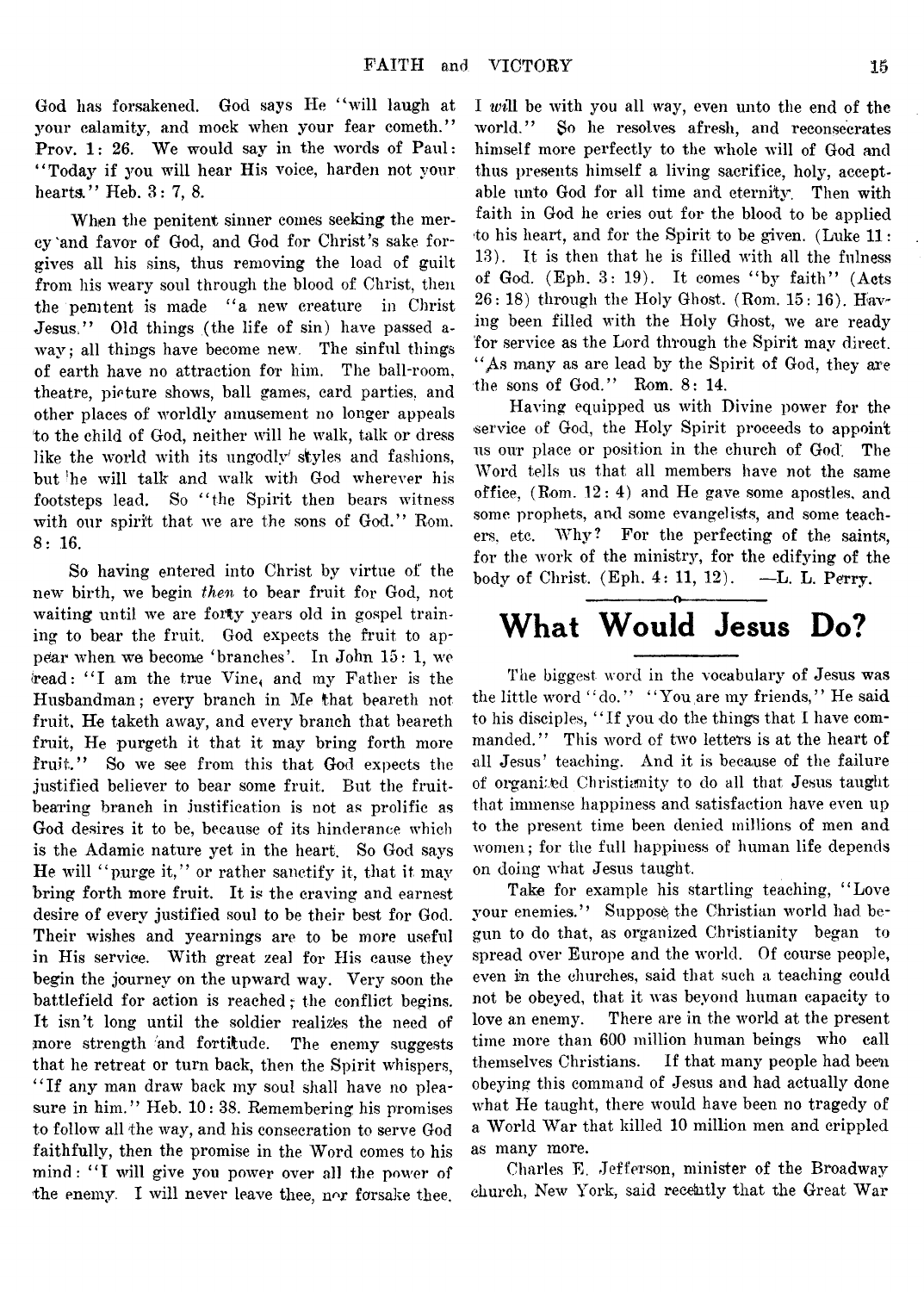God has forsakened. God says He "will laugh at your calamity, and mock when your fear cometh." Prov. 1: 26. We would say in the words of Paul: "Today if you will hear His voice, harden not your hearts." Heb. 3: 7, 8.

When the penitent sinner comes seeking the mercy and favor of God, and God for Christ's sake forgives all his sins, thus removing the load of guilt from his weary soul through the blood of Christ, then the penitent is made "a new creature in Christ Jesus." Old things (the life of sin) have passed away; all things have become new. The sinful things of earth have no attraction for him. The ball-room, theatre, picture shows, ball games, card parties, and other places of worldly amusement no longer appeals to the child of God, neither will he walk, talk or dress like the world with its ungodly styles and fashions, but he will talk and walk with God wherever his footsteps lead. So "the Spirit then bears witness with our spirit that we are the sons of God." Rom. 8: 16.

So having entered into Christ by virtue of the new birth, we begin *then* to bear fruit for God, not waiting until we are forty years old in gospel training to bear the fruit. God expects the fruit to appear when we become 'branches'. In John 15: 1, we read: "I am the true Vine, and my Father is the Husbandman; every branch in Me that beareth not fruit, He taketh away, and every branch that beareth fruit, He purgeth it that it may bring forth more fruit." So we see from this that God expects the justified believer to bear some fruit. But the fruit-bearing branch in justification is not as prolific as God desires it to be, because of its hinderance which is the Adamic nature yet in the heart. So God says He will "purge it," or rather sanctify it, that it may bring forth more fruit. It is the craving and earnest desire of every justified soul to be their best for God. Their wishes and yearnings are to be more useful in His service. With great zeal for His cause they begin the journey on the upward way. Very soon the battlefield for action is reached; the conflict begins. It isn't long until the soldier realizes the need of more strength and fortitude. The enemy suggests that he retreat or turn back, then the Spirit whispers, "If any man draw back my soul shall have no pleasure in him." Heb. 10: 38. Remembering his promises to follow all the way, and his consecration to serve God faithfully, then the promise in the Word comes to his mind: "I will give you power over all the power of the enemy. I will never leave thee, nor forsake thee. I *will* be with you all way, even unto the end of the world." So he resolves afresh, and reconsecrates himself more perfectly to the whole will of God and thus presents himself a living sacrifice, holy, acceptable unto God for all time and eternity. Then with faith in God he cries out for the blood to be applied to his heart, and for the Spirit to be given. (Luke 11: 13). It is then that he is filled with all the fulness of God. (Eph. 3: 19). It comes "by faith" (Acts 26: 18) through the Holy Ghost. (Rom. 15: 16). Having been filled with the Holy Ghost, we are ready for service as the Lord through the Spirit may direct. "As many as are lead by the Spirit of God, they are the sons of God." Rom. 8: 14.

Having equipped us with Divine power for the service of God, the Holy Spirit proceeds to appoint us our place or position in the church of God. The Word tells us that all members have not the same office, (Rom. 12: 4) and He gave some apostles, and some prophets, and some evangelists, and some teachers, etc. Why? For the perfecting of the saints, for the work of the ministry, for the edifying of the body of Christ. (Eph. 4: 11, 12). —L. L. Perry.

# What Would Jesus Do?

The biggest word in the vocabulary of Jesus was the little word "do." "You are my friends," He said to his disciples, "If you do the things that I have commanded." This word of two letters is at the heart of all Jesus' teaching. And it is because of the failure of organized Christianity to do all that Jesus taught that immense happiness and satisfaction have even up to the present time been denied millions of men and women; for the full happiness of human life depends on doing what Jesus taught.

Take for example his startling teaching, "Love your enemies." Suppose the Christian world had begun to do that, as organized Christianity began to spread over Europe and the world. Of course people, even in the churches, said that such a teaching could not be obeyed, that it was beyond human capacity to love an enemy. There are in the world at the present time more than 600 million human beings who call themselves Christians. If that many people had been obeying this command of Jesus and had actually done what He taught, there would have been no tragedy of a World War that killed 10 million men and crippled as many more.

Charles E. Jefferson, minister of the Broadway church, New York, said recently that the Great War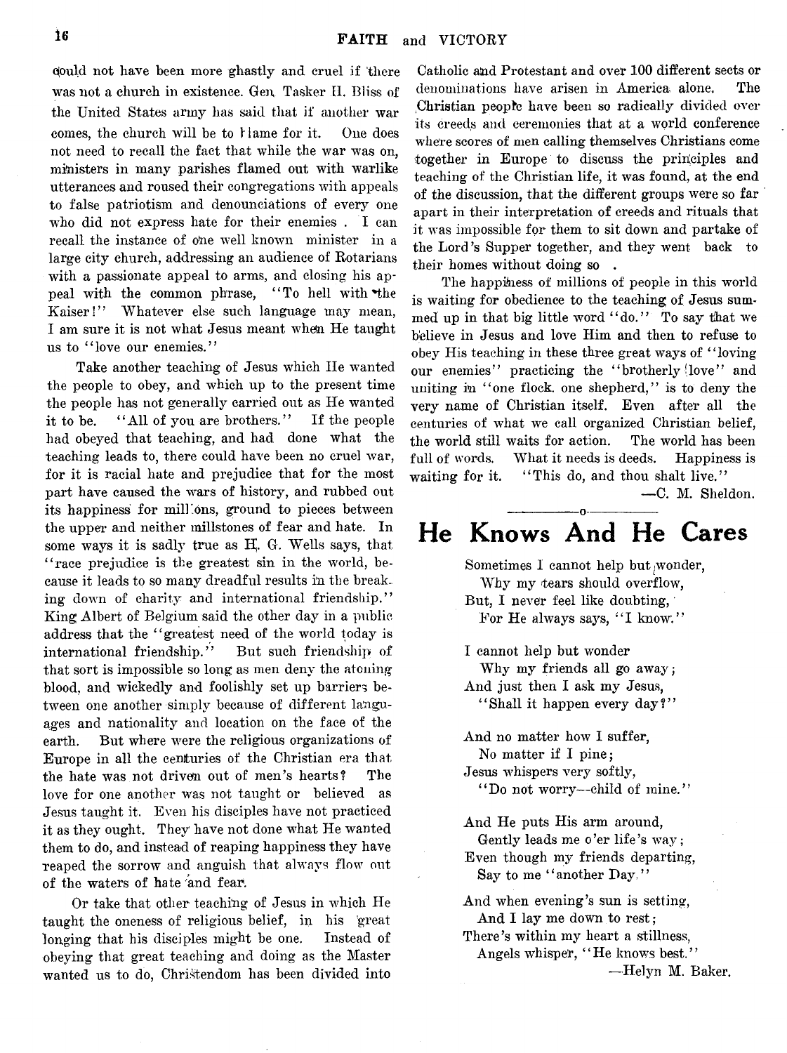could not have been more ghastly and cruel if there was not a church in existence. Gen. Tasker H. Bliss of the United States army has said that if another war comes, the church will be to blame for it. One does not need to recall the fact that while the war was on, ministers in many parishes flamed out with warlike utterances and roused their congregations with appeals to false patriotism and denounciations of every one who did not express hate for their enemies. I can recall the instance of one well known minister in a large city church, addressing an audience of Rotarians with a passionate appeal to arms, and closing his appeal with the common phrase, "To hell with the Kaiser!" Whatever else such language may mean, I am sure it is not what Jesus meant when He taught us to "love our enemies."

Take another teaching of Jesus which He wanted the people to obey, and which up to the present time the people has not generally carried out as He wanted it to be. "All of you are brothers." If the people had obeyed that teaching, and had done what the teaching leads to, there could have been no cruel war, for it is racial hate and prejudice that for the most part have caused the wars of history, and rubbed out its happiness for millions, ground to pieces between the upper and neither millstones of fear and hate. In some ways it is sadly true as H. G. Wells says, that "race prejudice is the greatest sin in the world, because it leads to so many dreadful results in the breaking down of charity and international friendship." King Albert of Belgium said the other day in a public address that the "greatest need of the world today is international friendship." But such friendship of that sort is impossible so long as men deny the atoning blood, and wickedly and foolishly set up barriers between one another simply because of different languages and nationality and location on the face of the earth. But where were the religious organizations of Europe in all the centuries of the Christian era that the hate was not driven out of men's hearts? The love for one another was not taught or believed as Jesus taught it. Even his disciples have not practiced it as they ought. They have not done what He wanted them to do, and instead of reaping happiness they have reaped the sorrow and anguish that always flow out of the waters of hate and fear.

Or take that other teaching of Jesus in which He taught the oneness of religious belief, in his great longing that his disciples might be one. Instead of obeying that great teaching and doing as the Master wanted us to do, Christendom has been divided into Catholic and Protestant and over 100 different sects or denominations have arisen in America alone. The Christian people have been so radically divided over its creeds and ceremonies that at a world conference where scores of men calling themselves Christians come together in Europe to discuss the principles and teaching of the Christian life, it was found, at the end of the discussion, that the different groups were so far apart in their interpretation of creeds and rituals that it was impossible for them to sit down and partake of the Lord's Supper together, and they went back to their homes without doing so.

The happiness of millions of people in this world is waiting for obedience to the teaching of Jesus summed up in that big little word "do." To say that we believe in Jesus and love Him and then to refuse to obey His teaching in these three great ways of "loving our enemies" practicing the "brotherly love" and uniting in "one flock, one shepherd," is to deny the very name of Christian itself. Even after all the centuries of what we call organized Christian belief, the world still waits for action. The world has been full of words. What it needs is deeds. Happiness is waiting for it. "This do, and thou shalt live."

—C. M. Sheldon.

# He Knows And He Cares

Sometimes I cannot help but wonder,
Why my tears should overflow,
But, I never feel like doubting,
For He always says, "I know."

I cannot help but wonder
Why my friends all go away;
And just then I ask my Jesus,
"Shall it happen every day?"

And no matter how I suffer,
No matter if I pine;
Jesus whispers very softly,
"Do not worry—child of mine."

And He puts His arm around,
Gently leads me o'er life's way;
Even though my friends departing,
Say to me "another Day."

And when evening's sun is setting,
And I lay me down to rest;
There's within my heart a stillness,
Angels whisper, "He knows best."

—Helyn M. Baker.